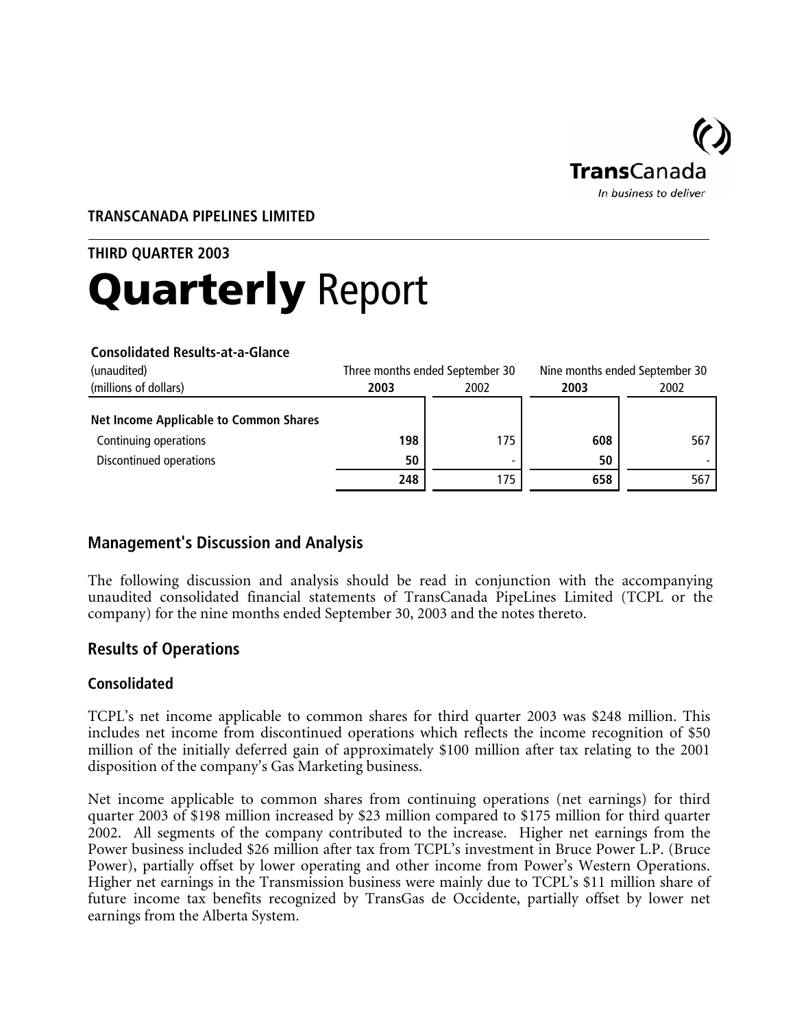TransCanada
*In business to deliver*

**TRANSCANADA PIPELINES LIMITED**

**THIRD QUARTER 2003**

# **Quarterly** Report

**Consolidated Results-at-a-Glance**

| (unaudited) (millions of dollars) | Three months ended September 30 | | Nine months ended September 30 | |
|---|---|---|---|---|
| | **2003** | 2002 | **2003** | 2002 |
| **Net Income Applicable to Common Shares** | | | | |
| Continuing operations | **198** | 175 | **608** | 567 |
| Discontinued operations | **50** | - | **50** | - |
| | **248** | 175 | **658** | 567 |

## Management's Discussion and Analysis

The following discussion and analysis should be read in conjunction with the accompanying unaudited consolidated financial statements of TransCanada PipeLines Limited (TCPL or the company) for the nine months ended September 30, 2003 and the notes thereto.

## Results of Operations

### Consolidated

TCPL's net income applicable to common shares for third quarter 2003 was $248 million. This includes net income from discontinued operations which reflects the income recognition of $50 million of the initially deferred gain of approximately $100 million after tax relating to the 2001 disposition of the company's Gas Marketing business.

Net income applicable to common shares from continuing operations (net earnings) for third quarter 2003 of $198 million increased by $23 million compared to $175 million for third quarter 2002. All segments of the company contributed to the increase. Higher net earnings from the Power business included $26 million after tax from TCPL's investment in Bruce Power L.P. (Bruce Power), partially offset by lower operating and other income from Power's Western Operations. Higher net earnings in the Transmission business were mainly due to TCPL's $11 million share of future income tax benefits recognized by TransGas de Occidente, partially offset by lower net earnings from the Alberta System.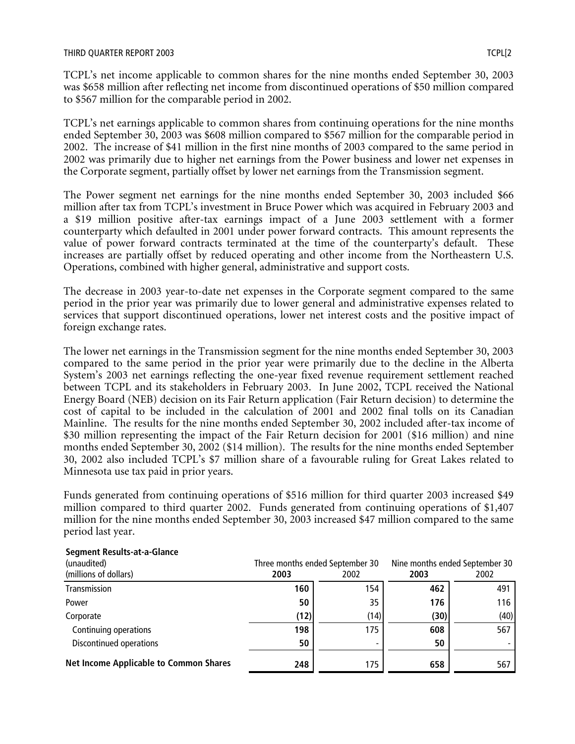TCPL's net income applicable to common shares for the nine months ended September 30, 2003 was $658 million after reflecting net income from discontinued operations of $50 million compared to $567 million for the comparable period in 2002.

TCPL's net earnings applicable to common shares from continuing operations for the nine months ended September 30, 2003 was $608 million compared to $567 million for the comparable period in 2002. The increase of $41 million in the first nine months of 2003 compared to the same period in 2002 was primarily due to higher net earnings from the Power business and lower net expenses in the Corporate segment, partially offset by lower net earnings from the Transmission segment.

The Power segment net earnings for the nine months ended September 30, 2003 included $66 million after tax from TCPL's investment in Bruce Power which was acquired in February 2003 and a $19 million positive after-tax earnings impact of a June 2003 settlement with a former counterparty which defaulted in 2001 under power forward contracts. This amount represents the value of power forward contracts terminated at the time of the counterparty's default. These increases are partially offset by reduced operating and other income from the Northeastern U.S. Operations, combined with higher general, administrative and support costs.

The decrease in 2003 year-to-date net expenses in the Corporate segment compared to the same period in the prior year was primarily due to lower general and administrative expenses related to services that support discontinued operations, lower net interest costs and the positive impact of foreign exchange rates.

The lower net earnings in the Transmission segment for the nine months ended September 30, 2003 compared to the same period in the prior year were primarily due to the decline in the Alberta System's 2003 net earnings reflecting the one-year fixed revenue requirement settlement reached between TCPL and its stakeholders in February 2003. In June 2002, TCPL received the National Energy Board (NEB) decision on its Fair Return application (Fair Return decision) to determine the cost of capital to be included in the calculation of 2001 and 2002 final tolls on its Canadian Mainline. The results for the nine months ended September 30, 2002 included after-tax income of $30 million representing the impact of the Fair Return decision for 2001 ($16 million) and nine months ended September 30, 2002 ($14 million). The results for the nine months ended September 30, 2002 also included TCPL's $7 million share of a favourable ruling for Great Lakes related to Minnesota use tax paid in prior years.

Funds generated from continuing operations of $516 million for third quarter 2003 increased $49 million compared to third quarter 2002. Funds generated from continuing operations of $1,407 million for the nine months ended September 30, 2003 increased $47 million compared to the same period last year.

**Segment Results-at-a-Glance**

| (unaudited) (millions of dollars) | Three months ended September 30 | | Nine months ended September 30 | |
|---|---|---|---|---|
| | **2003** | 2002 | **2003** | 2002 |
| Transmission | **160** | 154 | **462** | 491 |
| Power | **50** | 35 | **176** | 116 |
| Corporate | **(12)** | (14) | **(30)** | (40) |
| Continuing operations | **198** | 175 | **608** | 567 |
| Discontinued operations | **50** | - | **50** | - |
| **Net Income Applicable to Common Shares** | **248** | 175 | **658** | 567 |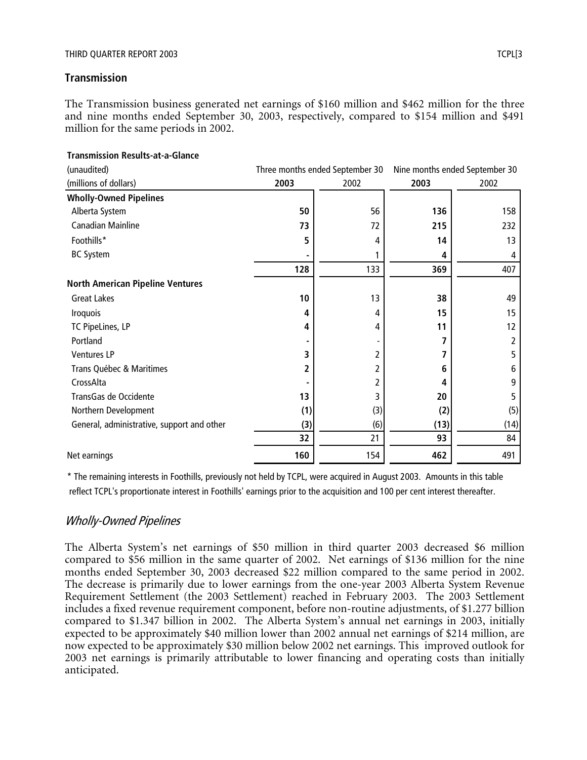## Transmission

The Transmission business generated net earnings of $160 million and $462 million for the three and nine months ended September 30, 2003, respectively, compared to $154 million and $491 million for the same periods in 2002.

**Transmission Results-at-a-Glance**

| (unaudited) | Three months ended September 30 | | Nine months ended September 30 | |
|---|---|---|---|---|
| (millions of dollars) | **2003** | 2002 | **2003** | 2002 |
| **Wholly-Owned Pipelines** | | | | |
| Alberta System | **50** | 56 | **136** | 158 |
| Canadian Mainline | **73** | 72 | **215** | 232 |
| Foothills* | **5** | 4 | **14** | 13 |
| BC System | **-** | 1 | **4** | 4 |
| | **128** | 133 | **369** | 407 |
| **North American Pipeline Ventures** | | | | |
| Great Lakes | **10** | 13 | **38** | 49 |
| Iroquois | **4** | 4 | **15** | 15 |
| TC PipeLines, LP | **4** | 4 | **11** | 12 |
| Portland | **-** | - | **7** | 2 |
| Ventures LP | **3** | 2 | **7** | 5 |
| Trans Québec & Maritimes | **2** | 2 | **6** | 6 |
| CrossAlta | **-** | 2 | **4** | 9 |
| TransGas de Occidente | **13** | 3 | **20** | 5 |
| Northern Development | **(1)** | (3) | **(2)** | (5) |
| General, administrative, support and other | **(3)** | (6) | **(13)** | (14) |
| | **32** | 21 | **93** | 84 |
| Net earnings | **160** | 154 | **462** | 491 |

* The remaining interests in Foothills, previously not held by TCPL, were acquired in August 2003. Amounts in this table reflect TCPL's proportionate interest in Foothills' earnings prior to the acquisition and 100 per cent interest thereafter.

### *Wholly-Owned Pipelines*

The Alberta System's net earnings of $50 million in third quarter 2003 decreased $6 million compared to $56 million in the same quarter of 2002. Net earnings of $136 million for the nine months ended September 30, 2003 decreased $22 million compared to the same period in 2002. The decrease is primarily due to lower earnings from the one-year 2003 Alberta System Revenue Requirement Settlement (the 2003 Settlement) reached in February 2003. The 2003 Settlement includes a fixed revenue requirement component, before non-routine adjustments, of $1.277 billion compared to $1.347 billion in 2002. The Alberta System's annual net earnings in 2003, initially expected to be approximately $40 million lower than 2002 annual net earnings of $214 million, are now expected to be approximately $30 million below 2002 net earnings. This improved outlook for 2003 net earnings is primarily attributable to lower financing and operating costs than initially anticipated.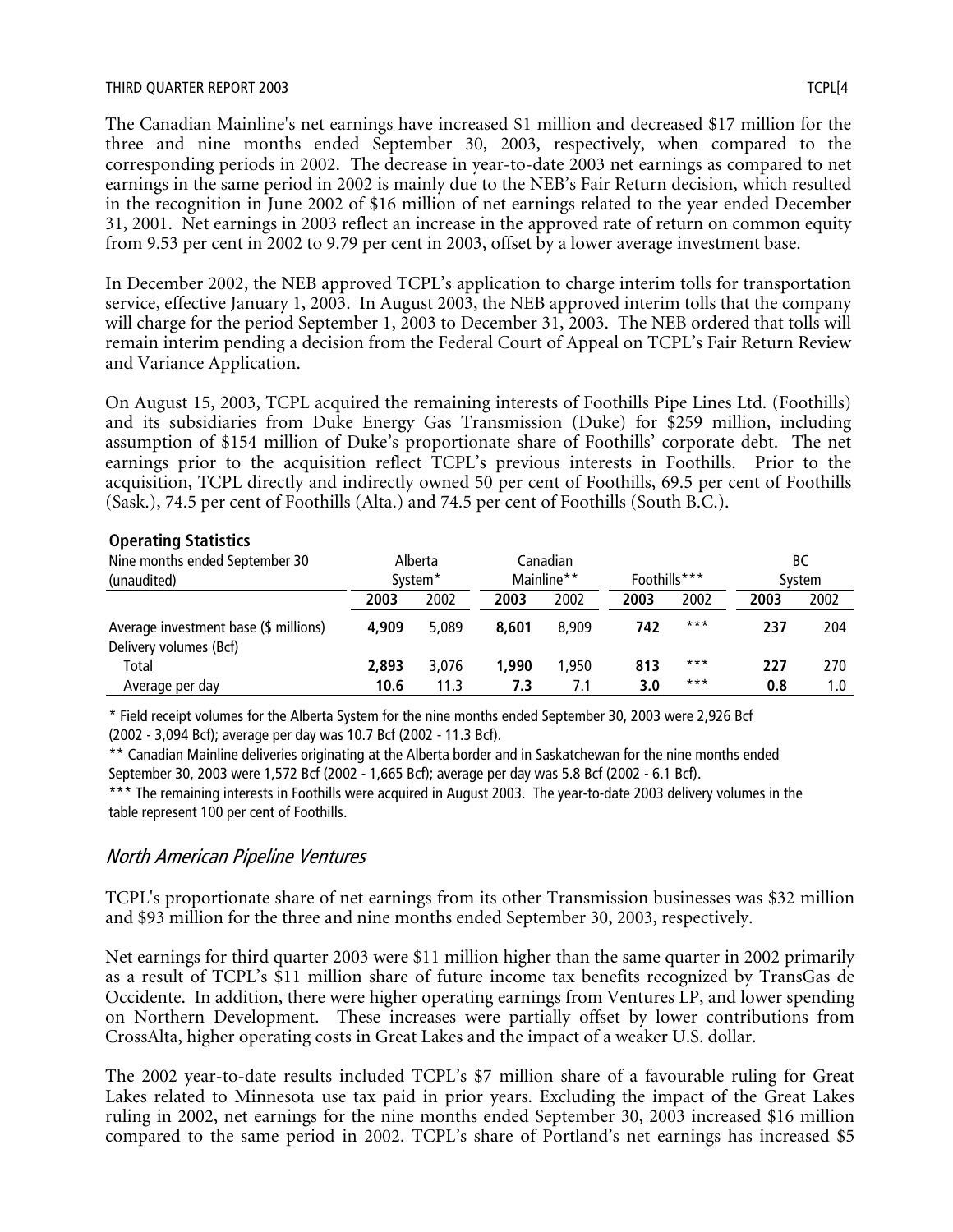The Canadian Mainline's net earnings have increased $1 million and decreased $17 million for the three and nine months ended September 30, 2003, respectively, when compared to the corresponding periods in 2002. The decrease in year-to-date 2003 net earnings as compared to net earnings in the same period in 2002 is mainly due to the NEB's Fair Return decision, which resulted in the recognition in June 2002 of $16 million of net earnings related to the year ended December 31, 2001. Net earnings in 2003 reflect an increase in the approved rate of return on common equity from 9.53 per cent in 2002 to 9.79 per cent in 2003, offset by a lower average investment base.

In December 2002, the NEB approved TCPL's application to charge interim tolls for transportation service, effective January 1, 2003. In August 2003, the NEB approved interim tolls that the company will charge for the period September 1, 2003 to December 31, 2003. The NEB ordered that tolls will remain interim pending a decision from the Federal Court of Appeal on TCPL's Fair Return Review and Variance Application.

On August 15, 2003, TCPL acquired the remaining interests of Foothills Pipe Lines Ltd. (Foothills) and its subsidiaries from Duke Energy Gas Transmission (Duke) for $259 million, including assumption of $154 million of Duke's proportionate share of Foothills' corporate debt. The net earnings prior to the acquisition reflect TCPL's previous interests in Foothills. Prior to the acquisition, TCPL directly and indirectly owned 50 per cent of Foothills, 69.5 per cent of Foothills (Sask.), 74.5 per cent of Foothills (Alta.) and 74.5 per cent of Foothills (South B.C.).

**Operating Statistics**

| Nine months ended September 30 (unaudited) | Alberta System* | | Canadian Mainline** | | Foothills*** | | BC System | |
|---|---|---|---|---|---|---|---|---|
| | **2003** | 2002 | **2003** | 2002 | **2003** | 2002 | **2003** | 2002 |
| Average investment base ($ millions) | **4,909** | 5,089 | **8,601** | 8,909 | **742** | *** | **237** | 204 |
| Delivery volumes (Bcf) | | | | | | | | |
| Total | **2,893** | 3,076 | **1,990** | 1,950 | **813** | *** | **227** | 270 |
| Average per day | **10.6** | 11.3 | **7.3** | 7.1 | **3.0** | *** | **0.8** | 1.0 |

\* Field receipt volumes for the Alberta System for the nine months ended September 30, 2003 were 2,926 Bcf (2002 - 3,094 Bcf); average per day was 10.7 Bcf (2002 - 11.3 Bcf).

** Canadian Mainline deliveries originating at the Alberta border and in Saskatchewan for the nine months ended September 30, 2003 were 1,572 Bcf (2002 - 1,665 Bcf); average per day was 5.8 Bcf (2002 - 6.1 Bcf).

*** The remaining interests in Foothills were acquired in August 2003. The year-to-date 2003 delivery volumes in the table represent 100 per cent of Foothills.

## *North American Pipeline Ventures*

TCPL's proportionate share of net earnings from its other Transmission businesses was $32 million and $93 million for the three and nine months ended September 30, 2003, respectively.

Net earnings for third quarter 2003 were $11 million higher than the same quarter in 2002 primarily as a result of TCPL's $11 million share of future income tax benefits recognized by TransGas de Occidente. In addition, there were higher operating earnings from Ventures LP, and lower spending on Northern Development. These increases were partially offset by lower contributions from CrossAlta, higher operating costs in Great Lakes and the impact of a weaker U.S. dollar.

The 2002 year-to-date results included TCPL's $7 million share of a favourable ruling for Great Lakes related to Minnesota use tax paid in prior years. Excluding the impact of the Great Lakes ruling in 2002, net earnings for the nine months ended September 30, 2003 increased $16 million compared to the same period in 2002. TCPL's share of Portland's net earnings has increased $5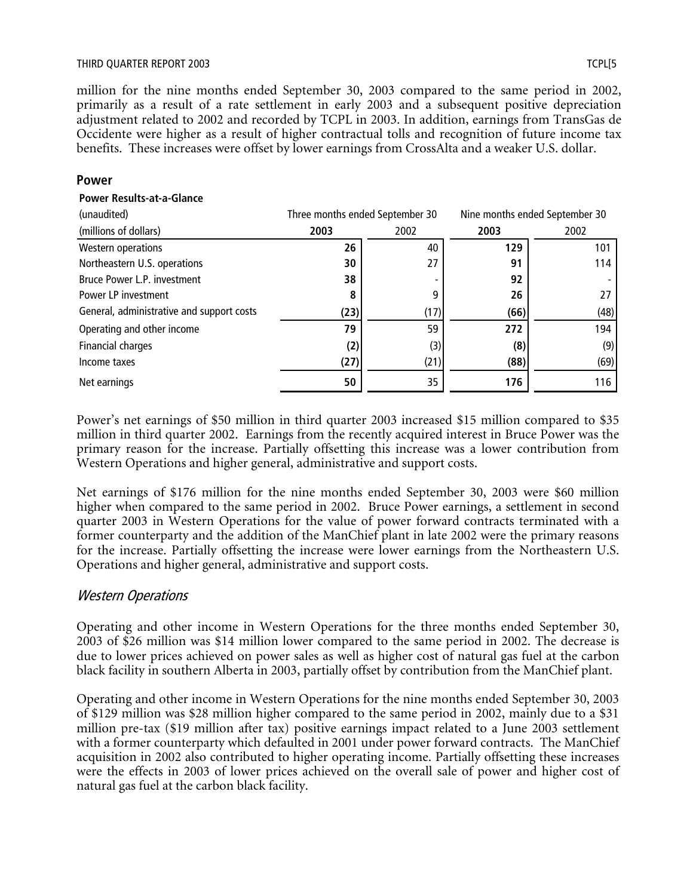million for the nine months ended September 30, 2003 compared to the same period in 2002, primarily as a result of a rate settlement in early 2003 and a subsequent positive depreciation adjustment related to 2002 and recorded by TCPL in 2003. In addition, earnings from TransGas de Occidente were higher as a result of higher contractual tolls and recognition of future income tax benefits. These increases were offset by lower earnings from CrossAlta and a weaker U.S. dollar.

## Power

**Power Results-at-a-Glance**

| (unaudited) | Three months ended September 30 | | Nine months ended September 30 | |
|---|---|---|---|---|
| (millions of dollars) | **2003** | 2002 | **2003** | 2002 |
| Western operations | **26** | 40 | **129** | 101 |
| Northeastern U.S. operations | **30** | 27 | **91** | 114 |
| Bruce Power L.P. investment | **38** | - | **92** | - |
| Power LP investment | **8** | 9 | **26** | 27 |
| General, administrative and support costs | **(23)** | (17) | **(66)** | (48) |
| Operating and other income | **79** | 59 | **272** | 194 |
| Financial charges | **(2)** | (3) | **(8)** | (9) |
| Income taxes | **(27)** | (21) | **(88)** | (69) |
| Net earnings | **50** | 35 | **176** | 116 |

Power's net earnings of $50 million in third quarter 2003 increased $15 million compared to $35 million in third quarter 2002. Earnings from the recently acquired interest in Bruce Power was the primary reason for the increase. Partially offsetting this increase was a lower contribution from Western Operations and higher general, administrative and support costs.

Net earnings of $176 million for the nine months ended September 30, 2003 were $60 million higher when compared to the same period in 2002. Bruce Power earnings, a settlement in second quarter 2003 in Western Operations for the value of power forward contracts terminated with a former counterparty and the addition of the ManChief plant in late 2002 were the primary reasons for the increase. Partially offsetting the increase were lower earnings from the Northeastern U.S. Operations and higher general, administrative and support costs.

### *Western Operations*

Operating and other income in Western Operations for the three months ended September 30, 2003 of $26 million was $14 million lower compared to the same period in 2002. The decrease is due to lower prices achieved on power sales as well as higher cost of natural gas fuel at the carbon black facility in southern Alberta in 2003, partially offset by contribution from the ManChief plant.

Operating and other income in Western Operations for the nine months ended September 30, 2003 of $129 million was $28 million higher compared to the same period in 2002, mainly due to a $31 million pre-tax ($19 million after tax) positive earnings impact related to a June 2003 settlement with a former counterparty which defaulted in 2001 under power forward contracts. The ManChief acquisition in 2002 also contributed to higher operating income. Partially offsetting these increases were the effects in 2003 of lower prices achieved on the overall sale of power and higher cost of natural gas fuel at the carbon black facility.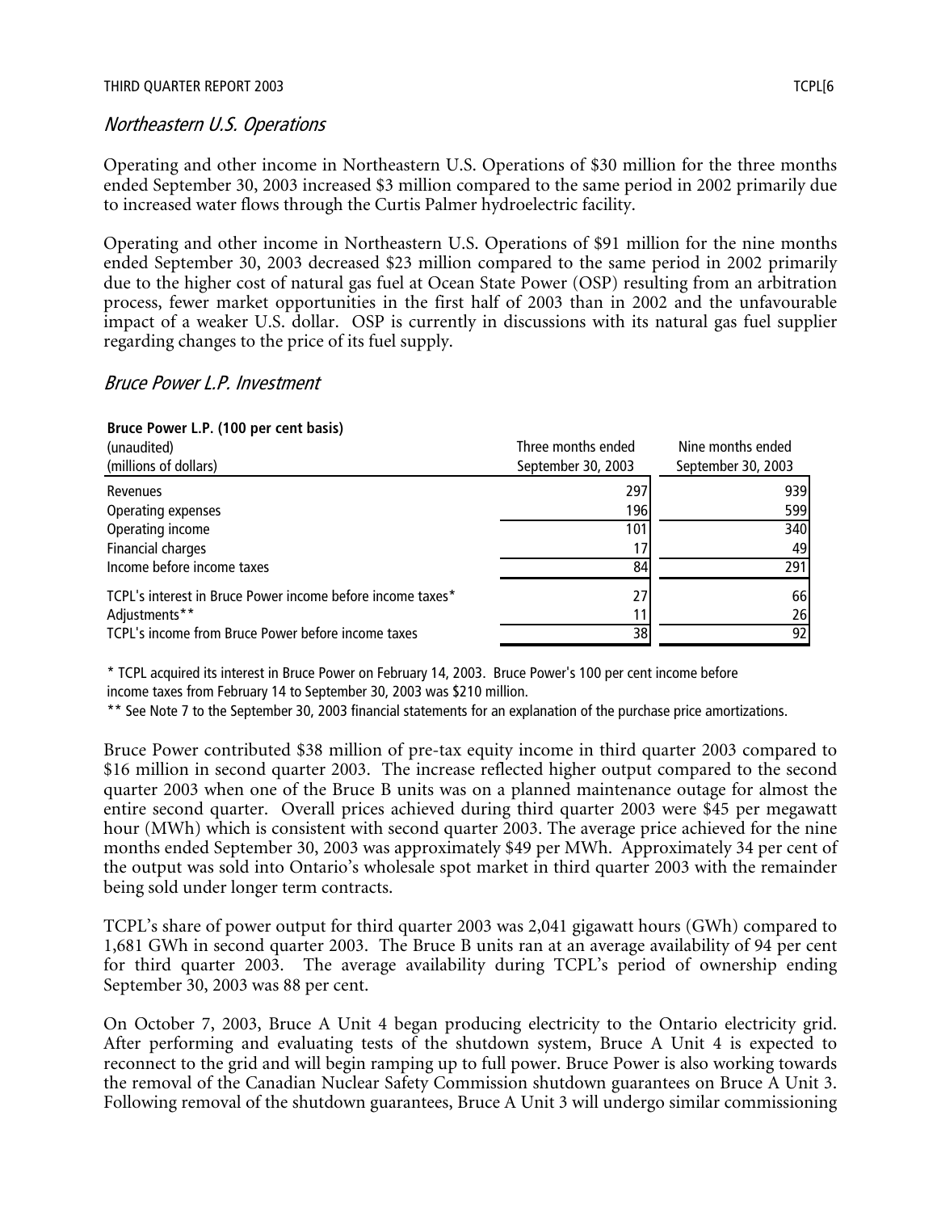## *Northeastern U.S. Operations*

Operating and other income in Northeastern U.S. Operations of $30 million for the three months ended September 30, 2003 increased $3 million compared to the same period in 2002 primarily due to increased water flows through the Curtis Palmer hydroelectric facility.

Operating and other income in Northeastern U.S. Operations of $91 million for the nine months ended September 30, 2003 decreased $23 million compared to the same period in 2002 primarily due to the higher cost of natural gas fuel at Ocean State Power (OSP) resulting from an arbitration process, fewer market opportunities in the first half of 2003 than in 2002 and the unfavourable impact of a weaker U.S. dollar. OSP is currently in discussions with its natural gas fuel supplier regarding changes to the price of its fuel supply.

## *Bruce Power L.P. Investment*

**Bruce Power L.P. (100 per cent basis)**

| (unaudited)<br>(millions of dollars) | Three months ended<br>September 30, 2003 | Nine months ended<br>September 30, 2003 |
|---|---|---|
| Revenues | 297 | 939 |
| Operating expenses | 196 | 599 |
| Operating income | 101 | 340 |
| Financial charges | 17 | 49 |
| Income before income taxes | 84 | 291 |
| TCPL's interest in Bruce Power income before income taxes* | 27 | 66 |
| Adjustments** | 11 | 26 |
| TCPL's income from Bruce Power before income taxes | 38 | 92 |

\* TCPL acquired its interest in Bruce Power on February 14, 2003. Bruce Power's 100 per cent income before income taxes from February 14 to September 30, 2003 was $210 million.

\*\* See Note 7 to the September 30, 2003 financial statements for an explanation of the purchase price amortizations.

Bruce Power contributed $38 million of pre-tax equity income in third quarter 2003 compared to $16 million in second quarter 2003. The increase reflected higher output compared to the second quarter 2003 when one of the Bruce B units was on a planned maintenance outage for almost the entire second quarter. Overall prices achieved during third quarter 2003 were $45 per megawatt hour (MWh) which is consistent with second quarter 2003. The average price achieved for the nine months ended September 30, 2003 was approximately $49 per MWh. Approximately 34 per cent of the output was sold into Ontario's wholesale spot market in third quarter 2003 with the remainder being sold under longer term contracts.

TCPL's share of power output for third quarter 2003 was 2,041 gigawatt hours (GWh) compared to 1,681 GWh in second quarter 2003. The Bruce B units ran at an average availability of 94 per cent for third quarter 2003. The average availability during TCPL's period of ownership ending September 30, 2003 was 88 per cent.

On October 7, 2003, Bruce A Unit 4 began producing electricity to the Ontario electricity grid. After performing and evaluating tests of the shutdown system, Bruce A Unit 4 is expected to reconnect to the grid and will begin ramping up to full power. Bruce Power is also working towards the removal of the Canadian Nuclear Safety Commission shutdown guarantees on Bruce A Unit 3. Following removal of the shutdown guarantees, Bruce A Unit 3 will undergo similar commissioning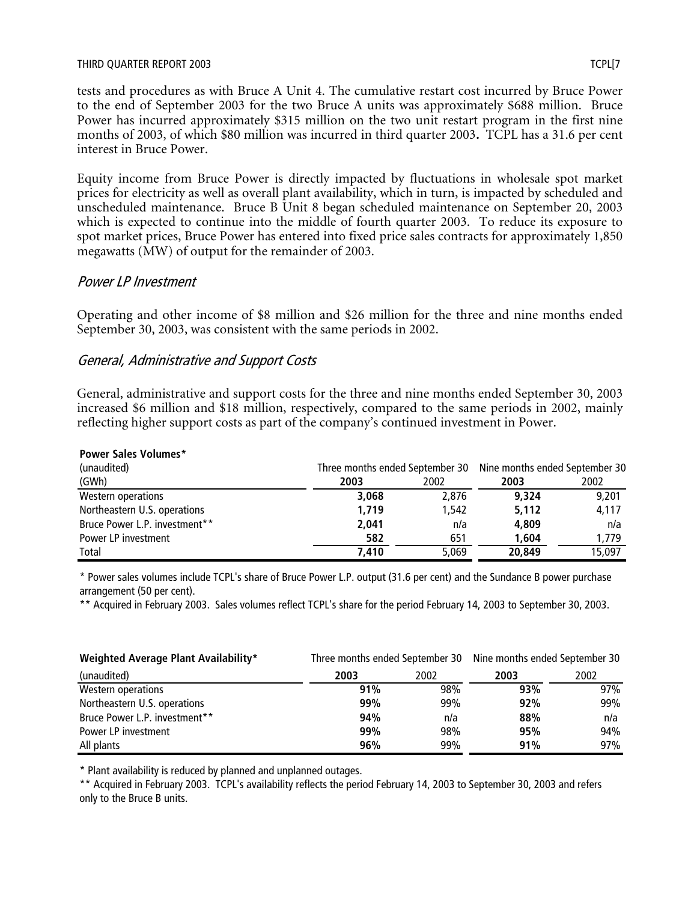tests and procedures as with Bruce A Unit 4. The cumulative restart cost incurred by Bruce Power to the end of September 2003 for the two Bruce A units was approximately $688 million. Bruce Power has incurred approximately $315 million on the two unit restart program in the first nine months of 2003, of which $80 million was incurred in third quarter 2003**.** TCPL has a 31.6 per cent interest in Bruce Power.

Equity income from Bruce Power is directly impacted by fluctuations in wholesale spot market prices for electricity as well as overall plant availability, which in turn, is impacted by scheduled and unscheduled maintenance. Bruce B Unit 8 began scheduled maintenance on September 20, 2003 which is expected to continue into the middle of fourth quarter 2003. To reduce its exposure to spot market prices, Bruce Power has entered into fixed price sales contracts for approximately 1,850 megawatts (MW) of output for the remainder of 2003.

### *Power LP Investment*

Operating and other income of $8 million and $26 million for the three and nine months ended September 30, 2003, was consistent with the same periods in 2002.

### *General, Administrative and Support Costs*

General, administrative and support costs for the three and nine months ended September 30, 2003 increased $6 million and $18 million, respectively, compared to the same periods in 2002, mainly reflecting higher support costs as part of the company's continued investment in Power.

**Power Sales Volumes***

| (unaudited) | Three months ended September 30 | | Nine months ended September 30 | |
|---|---|---|---|---|
| (GWh) | **2003** | 2002 | **2003** | 2002 |
| Western operations | **3,068** | 2,876 | **9,324** | 9,201 |
| Northeastern U.S. operations | **1,719** | 1,542 | **5,112** | 4,117 |
| Bruce Power L.P. investment** | **2,041** | n/a | **4,809** | n/a |
| Power LP investment | **582** | 651 | **1,604** | 1,779 |
| Total | **7,410** | 5,069 | **20,849** | 15,097 |

\* Power sales volumes include TCPL's share of Bruce Power L.P. output (31.6 per cent) and the Sundance B power purchase arrangement (50 per cent).

** Acquired in February 2003. Sales volumes reflect TCPL's share for the period February 14, 2003 to September 30, 2003.

| **Weighted Average Plant Availability*** | Three months ended September 30 | | Nine months ended September 30 | |
|---|---|---|---|---|
| (unaudited) | **2003** | 2002 | **2003** | 2002 |
| Western operations | **91%** | 98% | **93%** | 97% |
| Northeastern U.S. operations | **99%** | 99% | **92%** | 99% |
| Bruce Power L.P. investment** | **94%** | n/a | **88%** | n/a |
| Power LP investment | **99%** | 98% | **95%** | 94% |
| All plants | **96%** | 99% | **91%** | 97% |

\* Plant availability is reduced by planned and unplanned outages.

** Acquired in February 2003. TCPL's availability reflects the period February 14, 2003 to September 30, 2003 and refers only to the Bruce B units.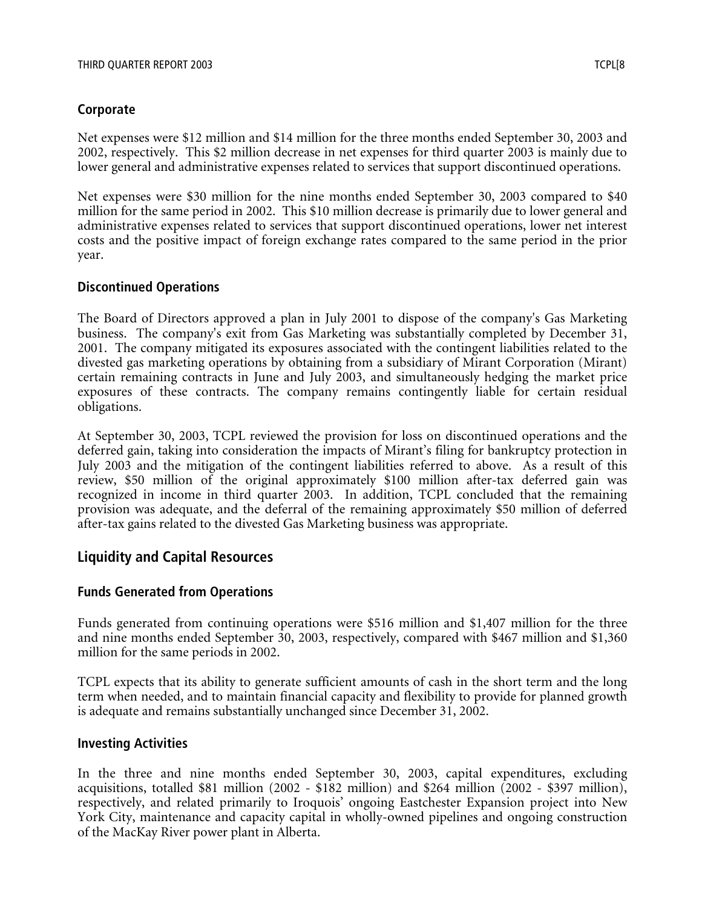### Corporate

Net expenses were $12 million and $14 million for the three months ended September 30, 2003 and 2002, respectively. This $2 million decrease in net expenses for third quarter 2003 is mainly due to lower general and administrative expenses related to services that support discontinued operations.

Net expenses were $30 million for the nine months ended September 30, 2003 compared to $40 million for the same period in 2002. This $10 million decrease is primarily due to lower general and administrative expenses related to services that support discontinued operations, lower net interest costs and the positive impact of foreign exchange rates compared to the same period in the prior year.

### Discontinued Operations

The Board of Directors approved a plan in July 2001 to dispose of the company's Gas Marketing business. The company's exit from Gas Marketing was substantially completed by December 31, 2001. The company mitigated its exposures associated with the contingent liabilities related to the divested gas marketing operations by obtaining from a subsidiary of Mirant Corporation (Mirant) certain remaining contracts in June and July 2003, and simultaneously hedging the market price exposures of these contracts. The company remains contingently liable for certain residual obligations.

At September 30, 2003, TCPL reviewed the provision for loss on discontinued operations and the deferred gain, taking into consideration the impacts of Mirant's filing for bankruptcy protection in July 2003 and the mitigation of the contingent liabilities referred to above. As a result of this review, $50 million of the original approximately $100 million after-tax deferred gain was recognized in income in third quarter 2003. In addition, TCPL concluded that the remaining provision was adequate, and the deferral of the remaining approximately $50 million of deferred after-tax gains related to the divested Gas Marketing business was appropriate.

## Liquidity and Capital Resources

### Funds Generated from Operations

Funds generated from continuing operations were $516 million and $1,407 million for the three and nine months ended September 30, 2003, respectively, compared with $467 million and $1,360 million for the same periods in 2002.

TCPL expects that its ability to generate sufficient amounts of cash in the short term and the long term when needed, and to maintain financial capacity and flexibility to provide for planned growth is adequate and remains substantially unchanged since December 31, 2002.

### Investing Activities

In the three and nine months ended September 30, 2003, capital expenditures, excluding acquisitions, totalled $81 million (2002 - $182 million) and $264 million (2002 - $397 million), respectively, and related primarily to Iroquois' ongoing Eastchester Expansion project into New York City, maintenance and capacity capital in wholly-owned pipelines and ongoing construction of the MacKay River power plant in Alberta.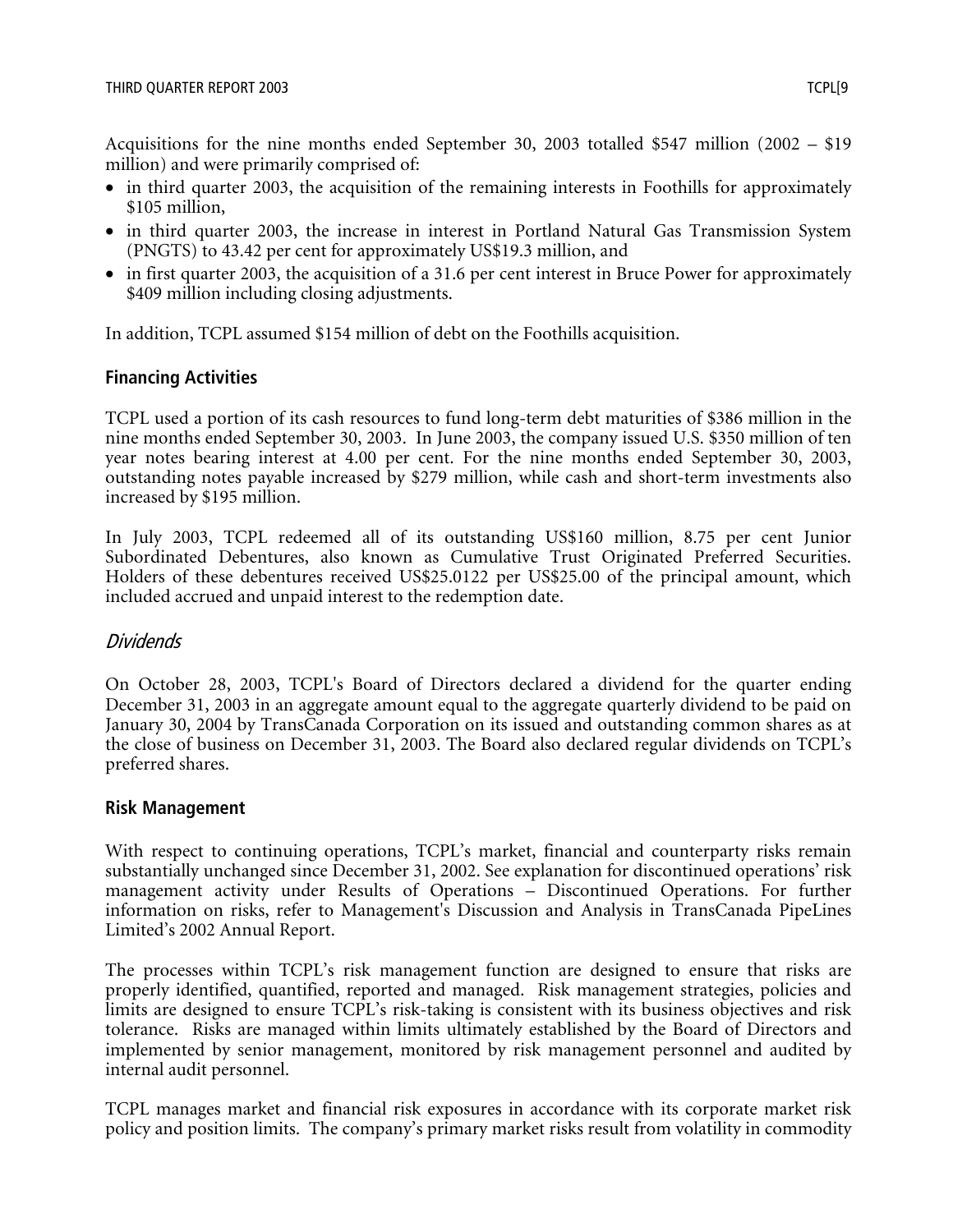Acquisitions for the nine months ended September 30, 2003 totalled $547 million (2002 – $19 million) and were primarily comprised of:

- in third quarter 2003, the acquisition of the remaining interests in Foothills for approximately $105 million,
- in third quarter 2003, the increase in interest in Portland Natural Gas Transmission System (PNGTS) to 43.42 per cent for approximately US$19.3 million, and
- in first quarter 2003, the acquisition of a 31.6 per cent interest in Bruce Power for approximately $409 million including closing adjustments.

In addition, TCPL assumed $154 million of debt on the Foothills acquisition.

## Financing Activities

TCPL used a portion of its cash resources to fund long-term debt maturities of $386 million in the nine months ended September 30, 2003. In June 2003, the company issued U.S. $350 million of ten year notes bearing interest at 4.00 per cent. For the nine months ended September 30, 2003, outstanding notes payable increased by $279 million, while cash and short-term investments also increased by $195 million.

In July 2003, TCPL redeemed all of its outstanding US$160 million, 8.75 per cent Junior Subordinated Debentures, also known as Cumulative Trust Originated Preferred Securities. Holders of these debentures received US$25.0122 per US$25.00 of the principal amount, which included accrued and unpaid interest to the redemption date.

### *Dividends*

On October 28, 2003, TCPL's Board of Directors declared a dividend for the quarter ending December 31, 2003 in an aggregate amount equal to the aggregate quarterly dividend to be paid on January 30, 2004 by TransCanada Corporation on its issued and outstanding common shares as at the close of business on December 31, 2003. The Board also declared regular dividends on TCPL's preferred shares.

## Risk Management

With respect to continuing operations, TCPL's market, financial and counterparty risks remain substantially unchanged since December 31, 2002. See explanation for discontinued operations' risk management activity under Results of Operations – Discontinued Operations. For further information on risks, refer to Management's Discussion and Analysis in TransCanada PipeLines Limited's 2002 Annual Report.

The processes within TCPL's risk management function are designed to ensure that risks are properly identified, quantified, reported and managed. Risk management strategies, policies and limits are designed to ensure TCPL's risk-taking is consistent with its business objectives and risk tolerance. Risks are managed within limits ultimately established by the Board of Directors and implemented by senior management, monitored by risk management personnel and audited by internal audit personnel.

TCPL manages market and financial risk exposures in accordance with its corporate market risk policy and position limits. The company's primary market risks result from volatility in commodity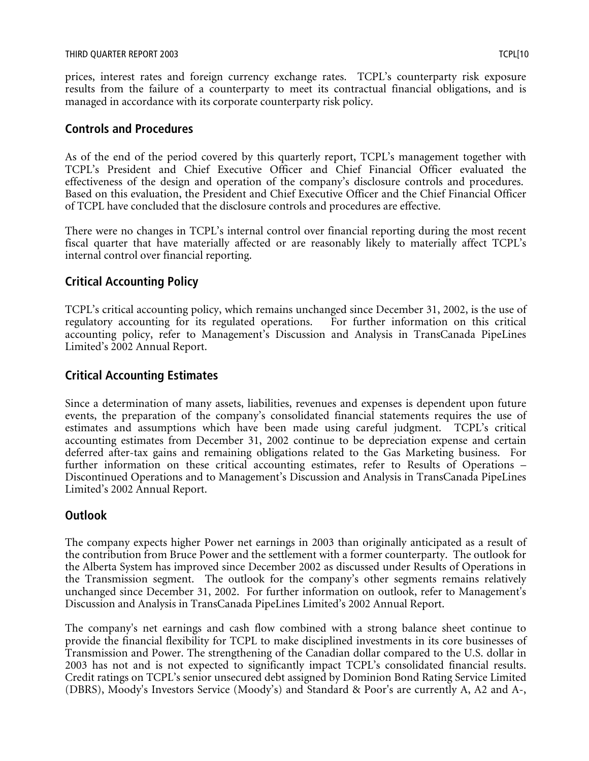prices, interest rates and foreign currency exchange rates. TCPL's counterparty risk exposure results from the failure of a counterparty to meet its contractual financial obligations, and is managed in accordance with its corporate counterparty risk policy.

## Controls and Procedures

As of the end of the period covered by this quarterly report, TCPL's management together with TCPL's President and Chief Executive Officer and Chief Financial Officer evaluated the effectiveness of the design and operation of the company's disclosure controls and procedures. Based on this evaluation, the President and Chief Executive Officer and the Chief Financial Officer of TCPL have concluded that the disclosure controls and procedures are effective.

There were no changes in TCPL's internal control over financial reporting during the most recent fiscal quarter that have materially affected or are reasonably likely to materially affect TCPL's internal control over financial reporting.

## Critical Accounting Policy

TCPL's critical accounting policy, which remains unchanged since December 31, 2002, is the use of regulatory accounting for its regulated operations. For further information on this critical accounting policy, refer to Management's Discussion and Analysis in TransCanada PipeLines Limited's 2002 Annual Report.

## Critical Accounting Estimates

Since a determination of many assets, liabilities, revenues and expenses is dependent upon future events, the preparation of the company's consolidated financial statements requires the use of estimates and assumptions which have been made using careful judgment. TCPL's critical accounting estimates from December 31, 2002 continue to be depreciation expense and certain deferred after-tax gains and remaining obligations related to the Gas Marketing business. For further information on these critical accounting estimates, refer to Results of Operations – Discontinued Operations and to Management's Discussion and Analysis in TransCanada PipeLines Limited's 2002 Annual Report.

## Outlook

The company expects higher Power net earnings in 2003 than originally anticipated as a result of the contribution from Bruce Power and the settlement with a former counterparty. The outlook for the Alberta System has improved since December 2002 as discussed under Results of Operations in the Transmission segment. The outlook for the company's other segments remains relatively unchanged since December 31, 2002. For further information on outlook, refer to Management's Discussion and Analysis in TransCanada PipeLines Limited's 2002 Annual Report.

The company's net earnings and cash flow combined with a strong balance sheet continue to provide the financial flexibility for TCPL to make disciplined investments in its core businesses of Transmission and Power. The strengthening of the Canadian dollar compared to the U.S. dollar in 2003 has not and is not expected to significantly impact TCPL's consolidated financial results. Credit ratings on TCPL's senior unsecured debt assigned by Dominion Bond Rating Service Limited (DBRS), Moody's Investors Service (Moody's) and Standard & Poor's are currently A, A2 and A-,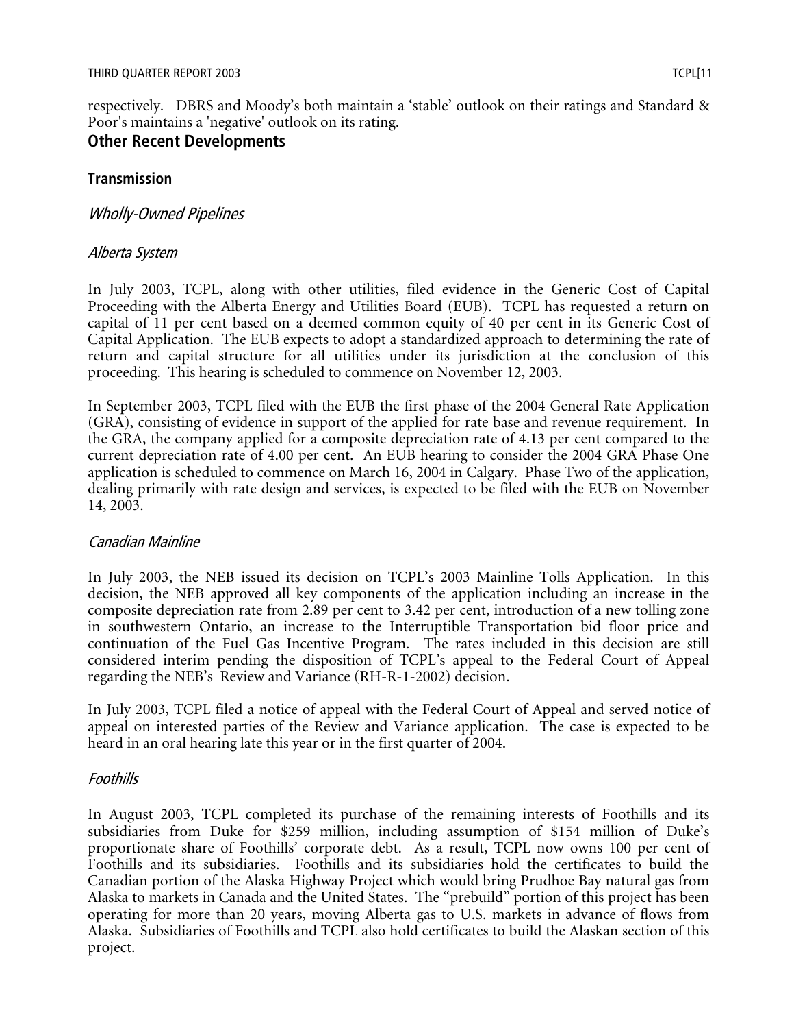respectively. DBRS and Moody's both maintain a 'stable' outlook on their ratings and Standard & Poor's maintains a 'negative' outlook on its rating.

## Other Recent Developments

### Transmission

#### *Wholly-Owned Pipelines*

##### *Alberta System*

In July 2003, TCPL, along with other utilities, filed evidence in the Generic Cost of Capital Proceeding with the Alberta Energy and Utilities Board (EUB). TCPL has requested a return on capital of 11 per cent based on a deemed common equity of 40 per cent in its Generic Cost of Capital Application. The EUB expects to adopt a standardized approach to determining the rate of return and capital structure for all utilities under its jurisdiction at the conclusion of this proceeding. This hearing is scheduled to commence on November 12, 2003.

In September 2003, TCPL filed with the EUB the first phase of the 2004 General Rate Application (GRA), consisting of evidence in support of the applied for rate base and revenue requirement. In the GRA, the company applied for a composite depreciation rate of 4.13 per cent compared to the current depreciation rate of 4.00 per cent. An EUB hearing to consider the 2004 GRA Phase One application is scheduled to commence on March 16, 2004 in Calgary. Phase Two of the application, dealing primarily with rate design and services, is expected to be filed with the EUB on November 14, 2003.

##### *Canadian Mainline*

In July 2003, the NEB issued its decision on TCPL's 2003 Mainline Tolls Application. In this decision, the NEB approved all key components of the application including an increase in the composite depreciation rate from 2.89 per cent to 3.42 per cent, introduction of a new tolling zone in southwestern Ontario, an increase to the Interruptible Transportation bid floor price and continuation of the Fuel Gas Incentive Program. The rates included in this decision are still considered interim pending the disposition of TCPL's appeal to the Federal Court of Appeal regarding the NEB's Review and Variance (RH-R-1-2002) decision.

In July 2003, TCPL filed a notice of appeal with the Federal Court of Appeal and served notice of appeal on interested parties of the Review and Variance application. The case is expected to be heard in an oral hearing late this year or in the first quarter of 2004.

##### *Foothills*

In August 2003, TCPL completed its purchase of the remaining interests of Foothills and its subsidiaries from Duke for $259 million, including assumption of $154 million of Duke's proportionate share of Foothills' corporate debt. As a result, TCPL now owns 100 per cent of Foothills and its subsidiaries. Foothills and its subsidiaries hold the certificates to build the Canadian portion of the Alaska Highway Project which would bring Prudhoe Bay natural gas from Alaska to markets in Canada and the United States. The "prebuild" portion of this project has been operating for more than 20 years, moving Alberta gas to U.S. markets in advance of flows from Alaska. Subsidiaries of Foothills and TCPL also hold certificates to build the Alaskan section of this project.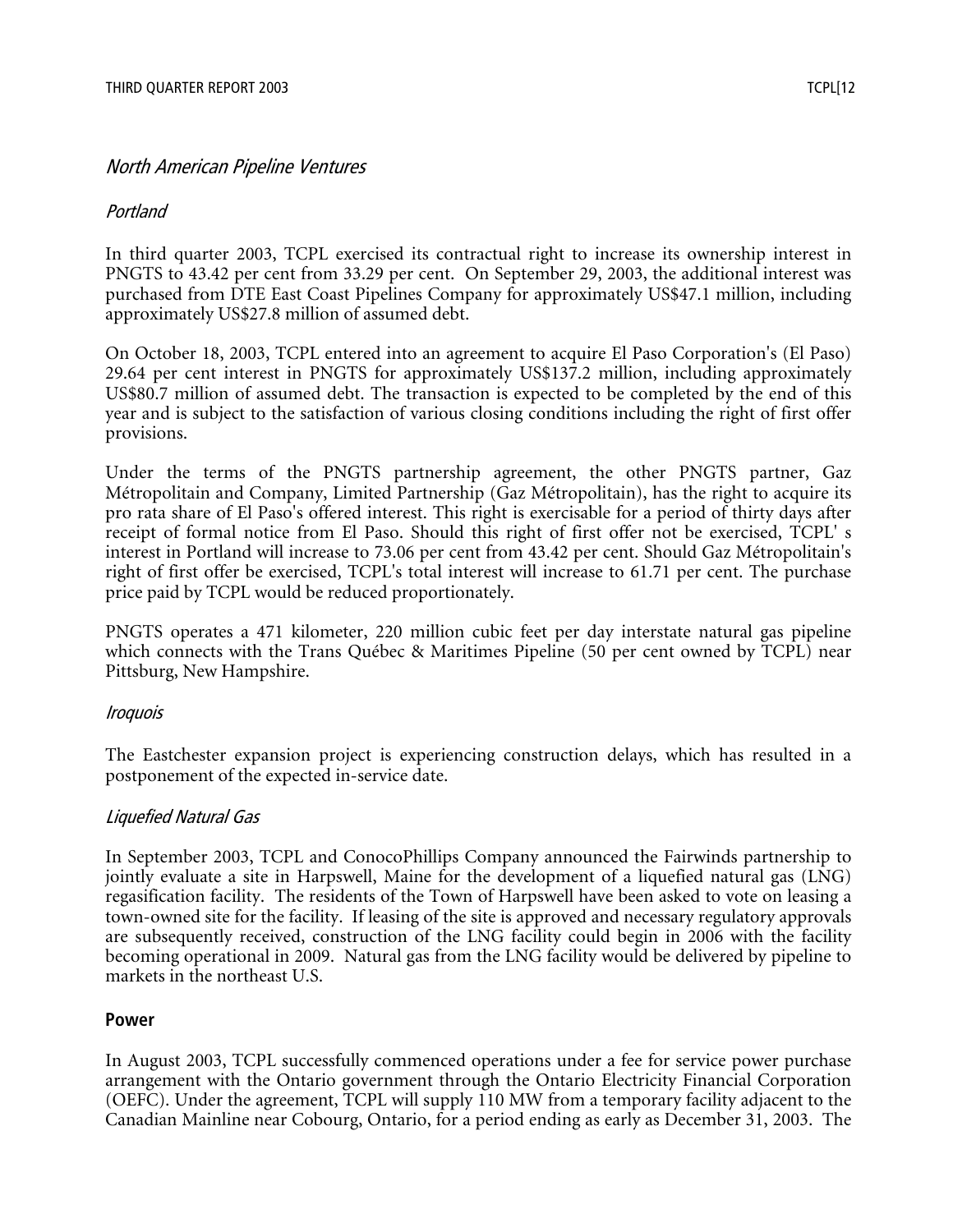*North American Pipeline Ventures*

*Portland*

In third quarter 2003, TCPL exercised its contractual right to increase its ownership interest in PNGTS to 43.42 per cent from 33.29 per cent. On September 29, 2003, the additional interest was purchased from DTE East Coast Pipelines Company for approximately US$47.1 million, including approximately US$27.8 million of assumed debt.

On October 18, 2003, TCPL entered into an agreement to acquire El Paso Corporation's (El Paso) 29.64 per cent interest in PNGTS for approximately US$137.2 million, including approximately US$80.7 million of assumed debt. The transaction is expected to be completed by the end of this year and is subject to the satisfaction of various closing conditions including the right of first offer provisions.

Under the terms of the PNGTS partnership agreement, the other PNGTS partner, Gaz Métropolitain and Company, Limited Partnership (Gaz Métropolitain), has the right to acquire its pro rata share of El Paso's offered interest. This right is exercisable for a period of thirty days after receipt of formal notice from El Paso. Should this right of first offer not be exercised, TCPL' s interest in Portland will increase to 73.06 per cent from 43.42 per cent. Should Gaz Métropolitain's right of first offer be exercised, TCPL's total interest will increase to 61.71 per cent. The purchase price paid by TCPL would be reduced proportionately.

PNGTS operates a 471 kilometer, 220 million cubic feet per day interstate natural gas pipeline which connects with the Trans Québec & Maritimes Pipeline (50 per cent owned by TCPL) near Pittsburg, New Hampshire.

*Iroquois*

The Eastchester expansion project is experiencing construction delays, which has resulted in a postponement of the expected in-service date.

*Liquefied Natural Gas*

In September 2003, TCPL and ConocoPhillips Company announced the Fairwinds partnership to jointly evaluate a site in Harpswell, Maine for the development of a liquefied natural gas (LNG) regasification facility. The residents of the Town of Harpswell have been asked to vote on leasing a town-owned site for the facility. If leasing of the site is approved and necessary regulatory approvals are subsequently received, construction of the LNG facility could begin in 2006 with the facility becoming operational in 2009. Natural gas from the LNG facility would be delivered by pipeline to markets in the northeast U.S.

**Power**

In August 2003, TCPL successfully commenced operations under a fee for service power purchase arrangement with the Ontario government through the Ontario Electricity Financial Corporation (OEFC). Under the agreement, TCPL will supply 110 MW from a temporary facility adjacent to the Canadian Mainline near Cobourg, Ontario, for a period ending as early as December 31, 2003. The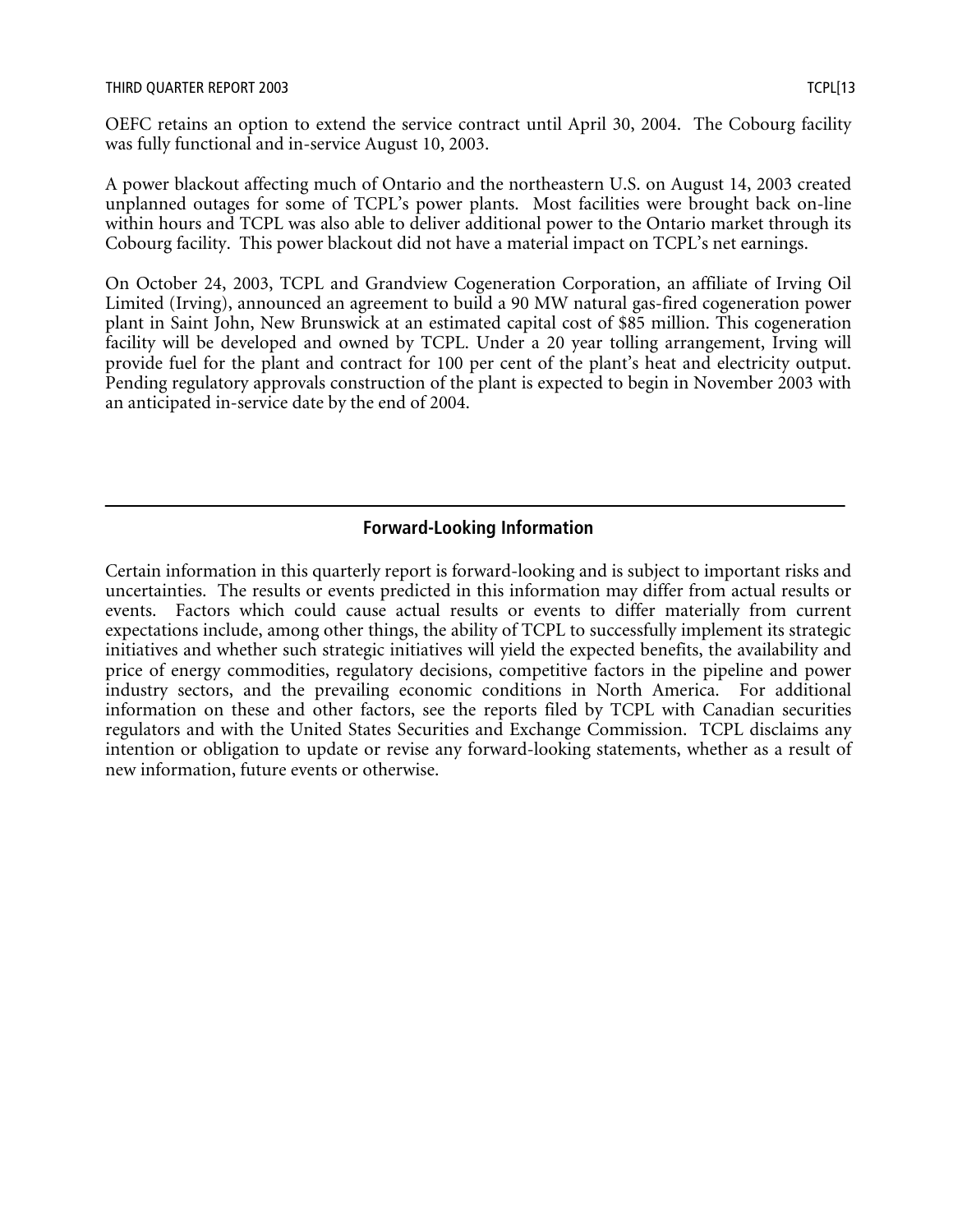OEFC retains an option to extend the service contract until April 30, 2004. The Cobourg facility was fully functional and in-service August 10, 2003.

A power blackout affecting much of Ontario and the northeastern U.S. on August 14, 2003 created unplanned outages for some of TCPL's power plants. Most facilities were brought back on-line within hours and TCPL was also able to deliver additional power to the Ontario market through its Cobourg facility. This power blackout did not have a material impact on TCPL's net earnings.

On October 24, 2003, TCPL and Grandview Cogeneration Corporation, an affiliate of Irving Oil Limited (Irving), announced an agreement to build a 90 MW natural gas-fired cogeneration power plant in Saint John, New Brunswick at an estimated capital cost of $85 million. This cogeneration facility will be developed and owned by TCPL. Under a 20 year tolling arrangement, Irving will provide fuel for the plant and contract for 100 per cent of the plant's heat and electricity output. Pending regulatory approvals construction of the plant is expected to begin in November 2003 with an anticipated in-service date by the end of 2004.

## Forward-Looking Information

Certain information in this quarterly report is forward-looking and is subject to important risks and uncertainties. The results or events predicted in this information may differ from actual results or events. Factors which could cause actual results or events to differ materially from current expectations include, among other things, the ability of TCPL to successfully implement its strategic initiatives and whether such strategic initiatives will yield the expected benefits, the availability and price of energy commodities, regulatory decisions, competitive factors in the pipeline and power industry sectors, and the prevailing economic conditions in North America. For additional information on these and other factors, see the reports filed by TCPL with Canadian securities regulators and with the United States Securities and Exchange Commission. TCPL disclaims any intention or obligation to update or revise any forward-looking statements, whether as a result of new information, future events or otherwise.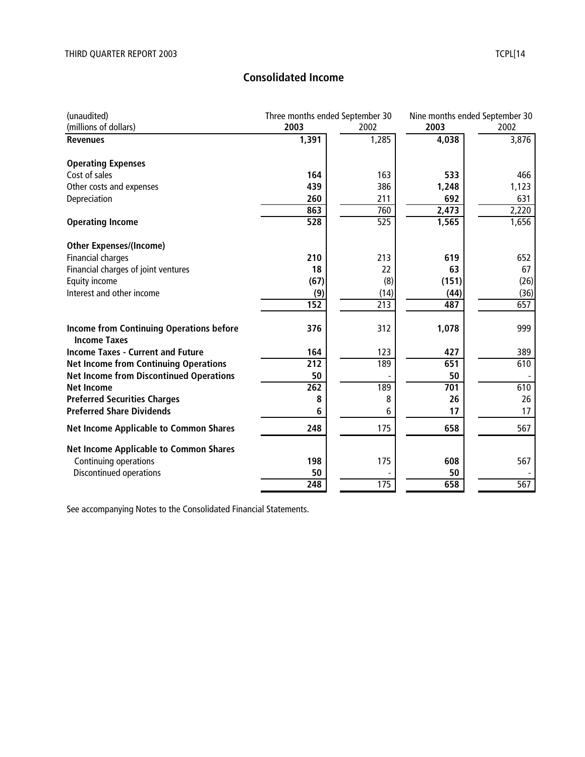## Consolidated Income

| (unaudited)<br>(millions of dollars) | Three months ended September 30<br>**2003** | <br>2002 | Nine months ended September 30<br>**2003** | <br>2002 |
|---|---|---|---|---|
| **Revenues** | **1,391** | 1,285 | **4,038** | 3,876 |
| | | | | |
| **Operating Expenses** | | | | |
| Cost of sales | **164** | 163 | **533** | 466 |
| Other costs and expenses | **439** | 386 | **1,248** | 1,123 |
| Depreciation | **260** | 211 | **692** | 631 |
| | **863** | 760 | **2,473** | 2,220 |
| **Operating Income** | **528** | 525 | **1,565** | 1,656 |
| | | | | |
| **Other Expenses/(Income)** | | | | |
| Financial charges | **210** | 213 | **619** | 652 |
| Financial charges of joint ventures | **18** | 22 | **63** | 67 |
| Equity income | **(67)** | (8) | **(151)** | (26) |
| Interest and other income | **(9)** | (14) | **(44)** | (36) |
| | **152** | 213 | **487** | 657 |
| | | | | |
| **Income from Continuing Operations before Income Taxes** | **376** | 312 | **1,078** | 999 |
| **Income Taxes - Current and Future** | **164** | 123 | **427** | 389 |
| **Net Income from Continuing Operations** | **212** | 189 | **651** | 610 |
| **Net Income from Discontinued Operations** | **50** | - | **50** | - |
| **Net Income** | **262** | 189 | **701** | 610 |
| **Preferred Securities Charges** | **8** | 8 | **26** | 26 |
| **Preferred Share Dividends** | **6** | 6 | **17** | 17 |
| **Net Income Applicable to Common Shares** | **248** | 175 | **658** | 567 |
| | | | | |
| **Net Income Applicable to Common Shares** | | | | |
| Continuing operations | **198** | 175 | **608** | 567 |
| Discontinued operations | **50** | - | **50** | - |
| | **248** | 175 | **658** | 567 |

See accompanying Notes to the Consolidated Financial Statements.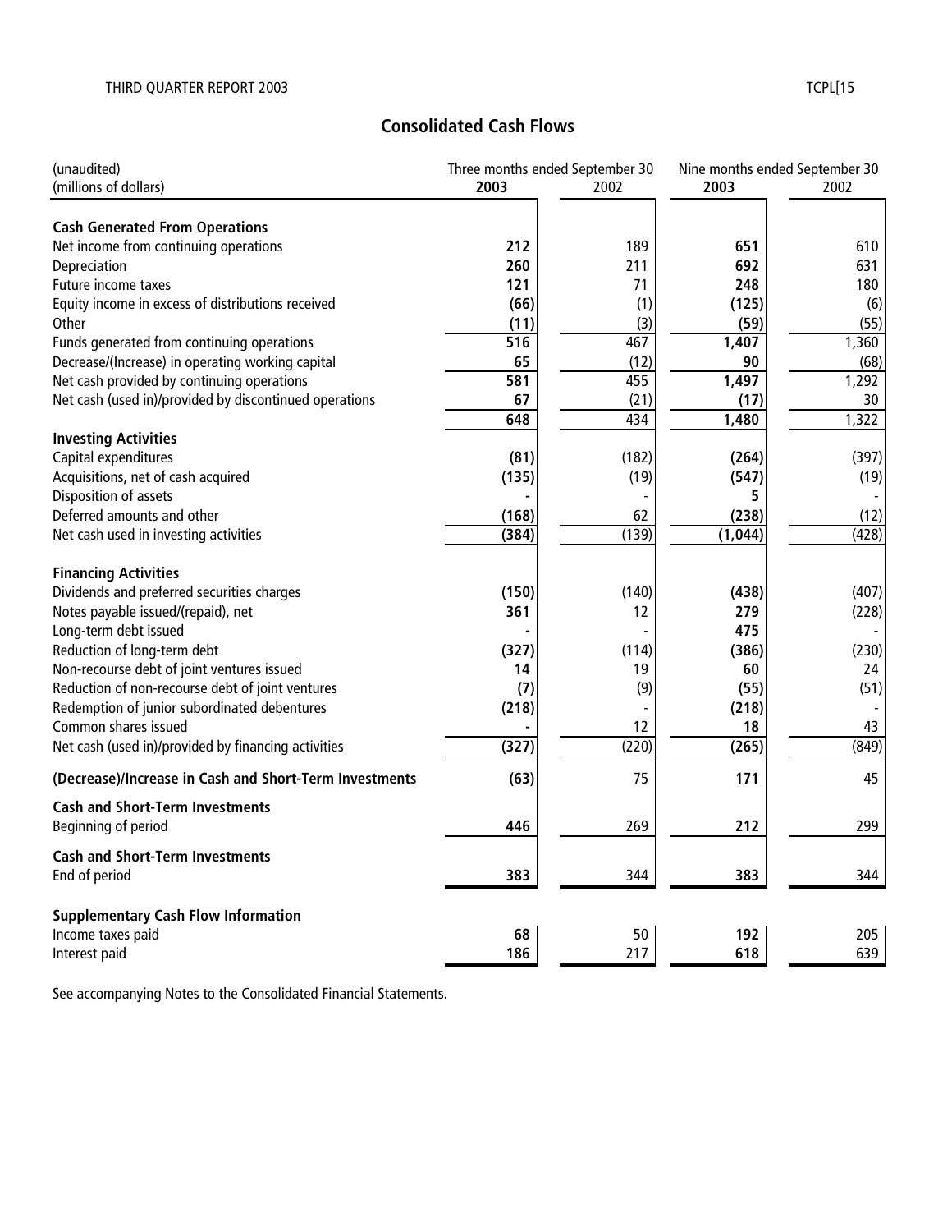## Consolidated Cash Flows

| (unaudited)<br>(millions of dollars) | Three months ended September 30 | | Nine months ended September 30 | |
|---|---|---|---|---|
| | **2003** | 2002 | **2003** | 2002 |
| **Cash Generated From Operations** | | | | |
| Net income from continuing operations | **212** | 189 | **651** | 610 |
| Depreciation | **260** | 211 | **692** | 631 |
| Future income taxes | **121** | 71 | **248** | 180 |
| Equity income in excess of distributions received | **(66)** | (1) | **(125)** | (6) |
| Other | **(11)** | (3) | **(59)** | (55) |
| Funds generated from continuing operations | **516** | 467 | **1,407** | 1,360 |
| Decrease/(Increase) in operating working capital | **65** | (12) | **90** | (68) |
| Net cash provided by continuing operations | **581** | 455 | **1,497** | 1,292 |
| Net cash (used in)/provided by discontinued operations | **67** | (21) | **(17)** | 30 |
| | **648** | 434 | **1,480** | 1,322 |
| **Investing Activities** | | | | |
| Capital expenditures | **(81)** | (182) | **(264)** | (397) |
| Acquisitions, net of cash acquired | **(135)** | (19) | **(547)** | (19) |
| Disposition of assets | **-** | - | **5** | - |
| Deferred amounts and other | **(168)** | 62 | **(238)** | (12) |
| Net cash used in investing activities | **(384)** | (139) | **(1,044)** | (428) |
| **Financing Activities** | | | | |
| Dividends and preferred securities charges | **(150)** | (140) | **(438)** | (407) |
| Notes payable issued/(repaid), net | **361** | 12 | **279** | (228) |
| Long-term debt issued | **-** | - | **475** | - |
| Reduction of long-term debt | **(327)** | (114) | **(386)** | (230) |
| Non-recourse debt of joint ventures issued | **14** | 19 | **60** | 24 |
| Reduction of non-recourse debt of joint ventures | **(7)** | (9) | **(55)** | (51) |
| Redemption of junior subordinated debentures | **(218)** | - | **(218)** | - |
| Common shares issued | **-** | 12 | **18** | 43 |
| Net cash (used in)/provided by financing activities | **(327)** | (220) | **(265)** | (849) |
| **(Decrease)/Increase in Cash and Short-Term Investments** | **(63)** | 75 | **171** | 45 |
| **Cash and Short-Term Investments** | | | | |
| Beginning of period | **446** | 269 | **212** | 299 |
| **Cash and Short-Term Investments** | | | | |
| End of period | **383** | 344 | **383** | 344 |
| **Supplementary Cash Flow Information** | | | | |
| Income taxes paid | **68** | 50 | **192** | 205 |
| Interest paid | **186** | 217 | **618** | 639 |

See accompanying Notes to the Consolidated Financial Statements.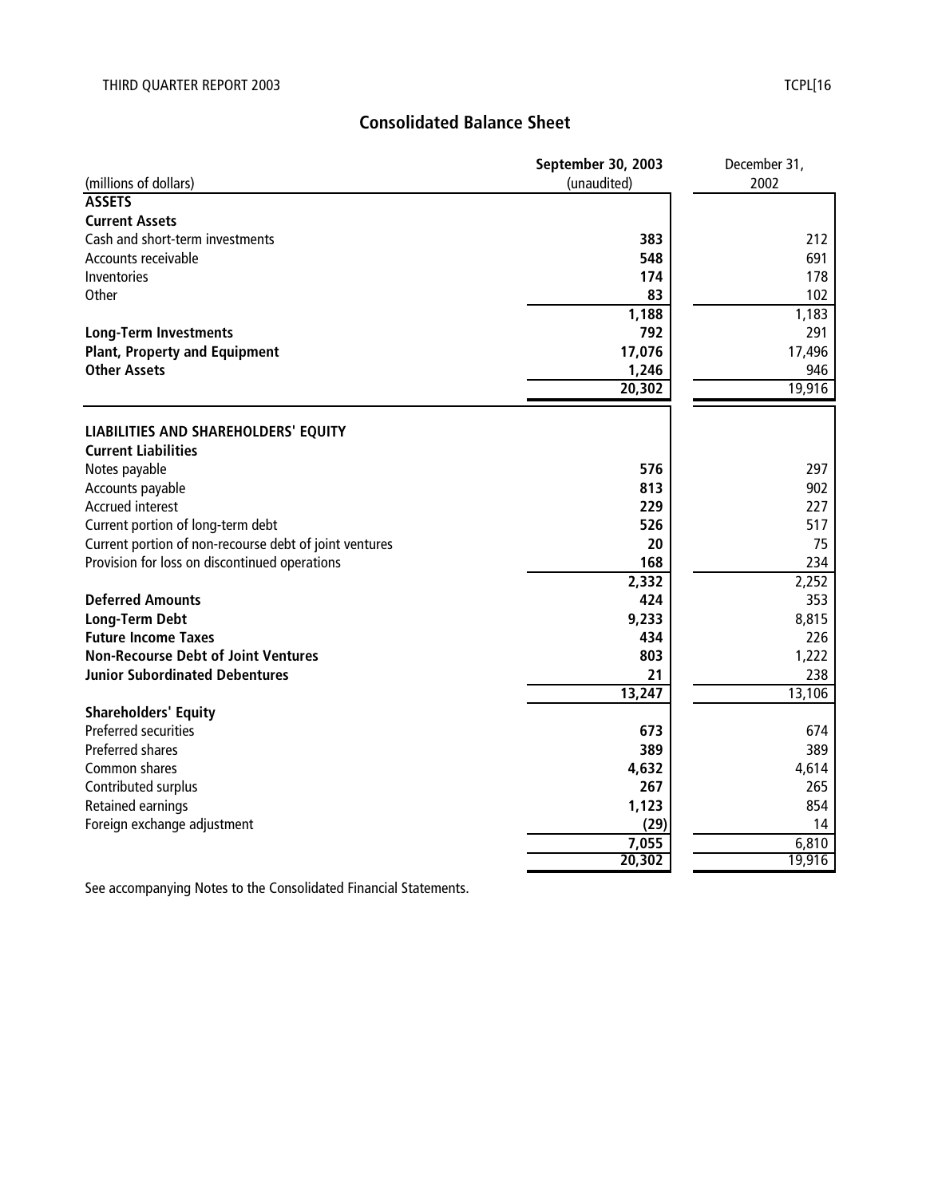## Consolidated Balance Sheet

| (millions of dollars) | September 30, 2003 (unaudited) | December 31, 2002 |
|---|---|---|
| **ASSETS** | | |
| **Current Assets** | | |
| Cash and short-term investments | **383** | 212 |
| Accounts receivable | **548** | 691 |
| Inventories | **174** | 178 |
| Other | **83** | 102 |
| | **1,188** | 1,183 |
| **Long-Term Investments** | **792** | 291 |
| **Plant, Property and Equipment** | **17,076** | 17,496 |
| **Other Assets** | **1,246** | 946 |
| | **20,302** | 19,916 |
| **LIABILITIES AND SHAREHOLDERS' EQUITY** | | |
| **Current Liabilities** | | |
| Notes payable | **576** | 297 |
| Accounts payable | **813** | 902 |
| Accrued interest | **229** | 227 |
| Current portion of long-term debt | **526** | 517 |
| Current portion of non-recourse debt of joint ventures | **20** | 75 |
| Provision for loss on discontinued operations | **168** | 234 |
| | **2,332** | 2,252 |
| **Deferred Amounts** | **424** | 353 |
| **Long-Term Debt** | **9,233** | 8,815 |
| **Future Income Taxes** | **434** | 226 |
| **Non-Recourse Debt of Joint Ventures** | **803** | 1,222 |
| **Junior Subordinated Debentures** | **21** | 238 |
| | **13,247** | 13,106 |
| **Shareholders' Equity** | | |
| Preferred securities | **673** | 674 |
| Preferred shares | **389** | 389 |
| Common shares | **4,632** | 4,614 |
| Contributed surplus | **267** | 265 |
| Retained earnings | **1,123** | 854 |
| Foreign exchange adjustment | **(29)** | 14 |
| | **7,055** | 6,810 |
| | **20,302** | 19,916 |

See accompanying Notes to the Consolidated Financial Statements.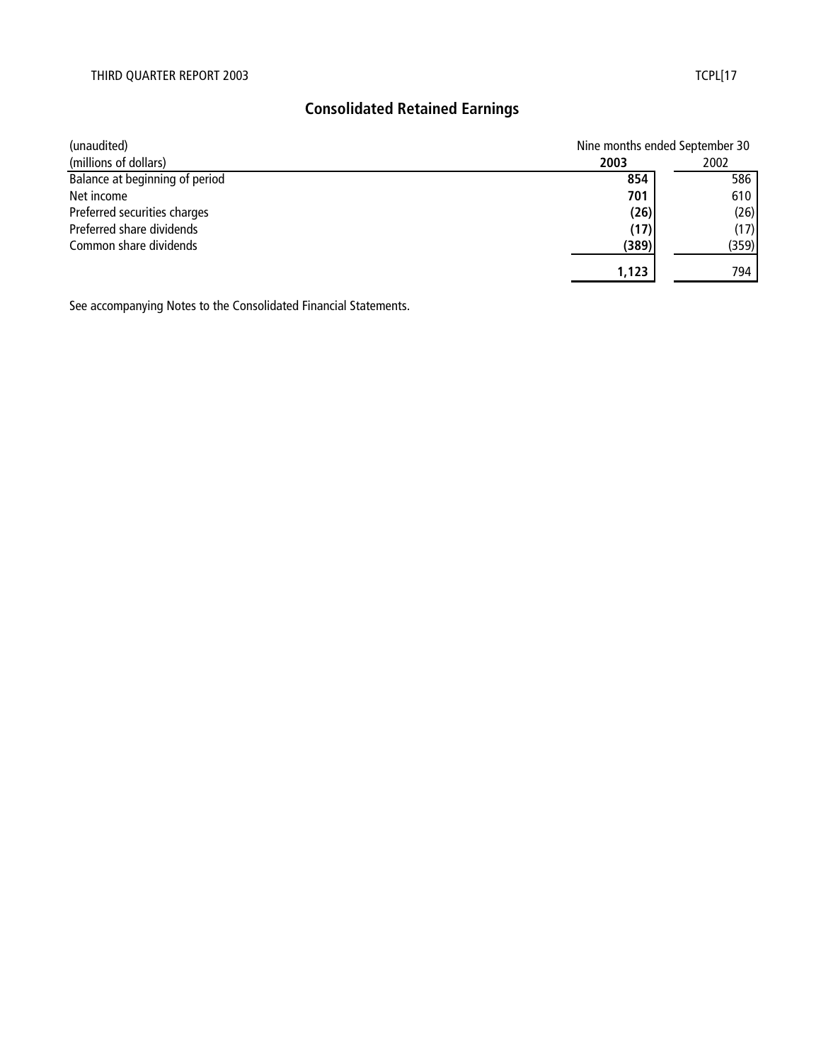# Consolidated Retained Earnings

| (unaudited)<br>(millions of dollars) | Nine months ended September 30<br>**2003** | <br>2002 |
|---|---|---|
| Balance at beginning of period | **854** | 586 |
| Net income | **701** | 610 |
| Preferred securities charges | **(26)** | (26) |
| Preferred share dividends | **(17)** | (17) |
| Common share dividends | **(389)** | (359) |
| | **1,123** | 794 |

See accompanying Notes to the Consolidated Financial Statements.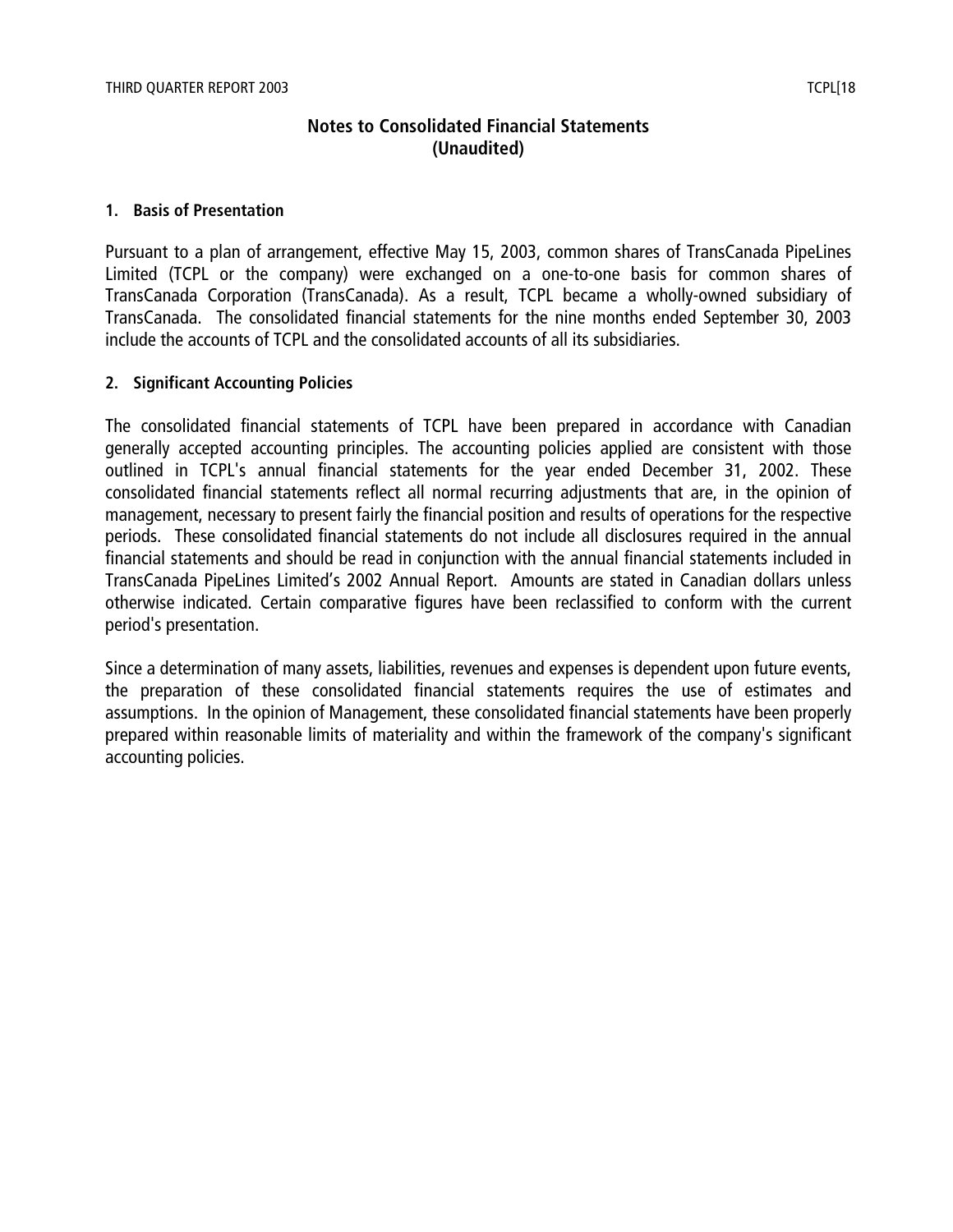# Notes to Consolidated Financial Statements
# (Unaudited)

## 1. Basis of Presentation

Pursuant to a plan of arrangement, effective May 15, 2003, common shares of TransCanada PipeLines Limited (TCPL or the company) were exchanged on a one-to-one basis for common shares of TransCanada Corporation (TransCanada). As a result, TCPL became a wholly-owned subsidiary of TransCanada. The consolidated financial statements for the nine months ended September 30, 2003 include the accounts of TCPL and the consolidated accounts of all its subsidiaries.

## 2. Significant Accounting Policies

The consolidated financial statements of TCPL have been prepared in accordance with Canadian generally accepted accounting principles. The accounting policies applied are consistent with those outlined in TCPL's annual financial statements for the year ended December 31, 2002. These consolidated financial statements reflect all normal recurring adjustments that are, in the opinion of management, necessary to present fairly the financial position and results of operations for the respective periods. These consolidated financial statements do not include all disclosures required in the annual financial statements and should be read in conjunction with the annual financial statements included in TransCanada PipeLines Limited's 2002 Annual Report. Amounts are stated in Canadian dollars unless otherwise indicated. Certain comparative figures have been reclassified to conform with the current period's presentation.

Since a determination of many assets, liabilities, revenues and expenses is dependent upon future events, the preparation of these consolidated financial statements requires the use of estimates and assumptions. In the opinion of Management, these consolidated financial statements have been properly prepared within reasonable limits of materiality and within the framework of the company's significant accounting policies.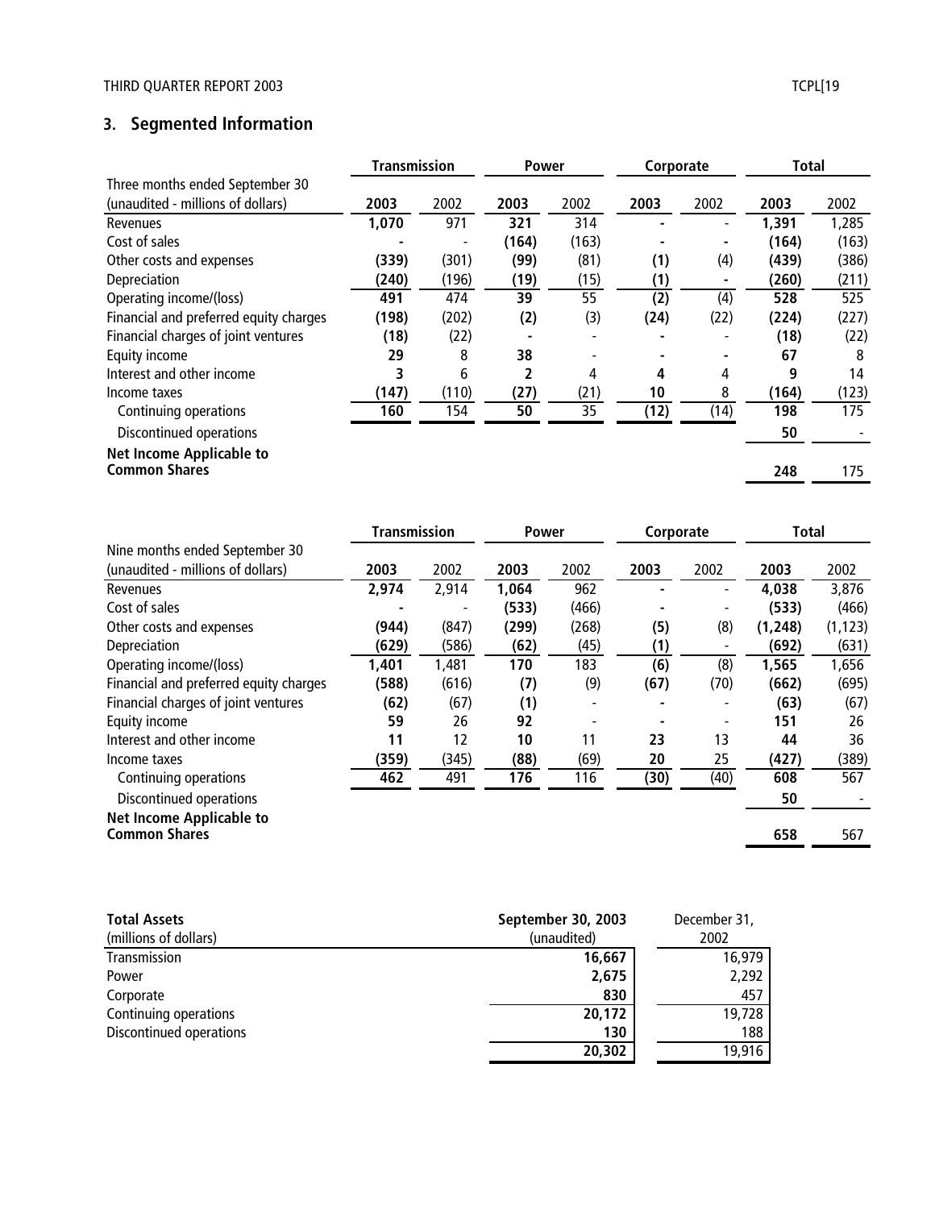## 3. Segmented Information

| Three months ended September 30 (unaudited - millions of dollars) | Transmission | | Power | | Corporate | | Total | |
|---|---|---|---|---|---|---|---|---|
| | **2003** | 2002 | **2003** | 2002 | **2003** | 2002 | **2003** | 2002 |
| Revenues | **1,070** | 971 | **321** | 314 | **-** | - | **1,391** | 1,285 |
| Cost of sales | **-** | - | **(164)** | (163) | **-** | - | **(164)** | (163) |
| Other costs and expenses | **(339)** | (301) | **(99)** | (81) | **(1)** | (4) | **(439)** | (386) |
| Depreciation | **(240)** | (196) | **(19)** | (15) | **(1)** | - | **(260)** | (211) |
| Operating income/(loss) | **491** | 474 | **39** | 55 | **(2)** | (4) | **528** | 525 |
| Financial and preferred equity charges | **(198)** | (202) | **(2)** | (3) | **(24)** | (22) | **(224)** | (227) |
| Financial charges of joint ventures | **(18)** | (22) | **-** | - | **-** | - | **(18)** | (22) |
| Equity income | **29** | 8 | **38** | - | **-** | - | **67** | 8 |
| Interest and other income | **3** | 6 | **2** | 4 | **4** | 4 | **9** | 14 |
| Income taxes | **(147)** | (110) | **(27)** | (21) | **10** | 8 | **(164)** | (123) |
| Continuing operations | **160** | 154 | **50** | 35 | **(12)** | (14) | **198** | 175 |
| Discontinued operations | | | | | | | **50** | - |
| **Net Income Applicable to Common Shares** | | | | | | | **248** | 175 |

| Nine months ended September 30 (unaudited - millions of dollars) | Transmission | | Power | | Corporate | | Total | |
|---|---|---|---|---|---|---|---|---|
| | **2003** | 2002 | **2003** | 2002 | **2003** | 2002 | **2003** | 2002 |
| Revenues | **2,974** | 2,914 | **1,064** | 962 | **-** | - | **4,038** | 3,876 |
| Cost of sales | **-** | - | **(533)** | (466) | **-** | - | **(533)** | (466) |
| Other costs and expenses | **(944)** | (847) | **(299)** | (268) | **(5)** | (8) | **(1,248)** | (1,123) |
| Depreciation | **(629)** | (586) | **(62)** | (45) | **(1)** | - | **(692)** | (631) |
| Operating income/(loss) | **1,401** | 1,481 | **170** | 183 | **(6)** | (8) | **1,565** | 1,656 |
| Financial and preferred equity charges | **(588)** | (616) | **(7)** | (9) | **(67)** | (70) | **(662)** | (695) |
| Financial charges of joint ventures | **(62)** | (67) | **(1)** | - | **-** | - | **(63)** | (67) |
| Equity income | **59** | 26 | **92** | - | **-** | - | **151** | 26 |
| Interest and other income | **11** | 12 | **10** | 11 | **23** | 13 | **44** | 36 |
| Income taxes | **(359)** | (345) | **(88)** | (69) | **20** | 25 | **(427)** | (389) |
| Continuing operations | **462** | 491 | **176** | 116 | **(30)** | (40) | **608** | 567 |
| Discontinued operations | | | | | | | **50** | - |
| **Net Income Applicable to Common Shares** | | | | | | | **658** | 567 |

| **Total Assets** (millions of dollars) | **September 30, 2003** (unaudited) | December 31, 2002 |
|---|---|---|
| Transmission | **16,667** | 16,979 |
| Power | **2,675** | 2,292 |
| Corporate | **830** | 457 |
| Continuing operations | **20,172** | 19,728 |
| Discontinued operations | **130** | 188 |
| | **20,302** | 19,916 |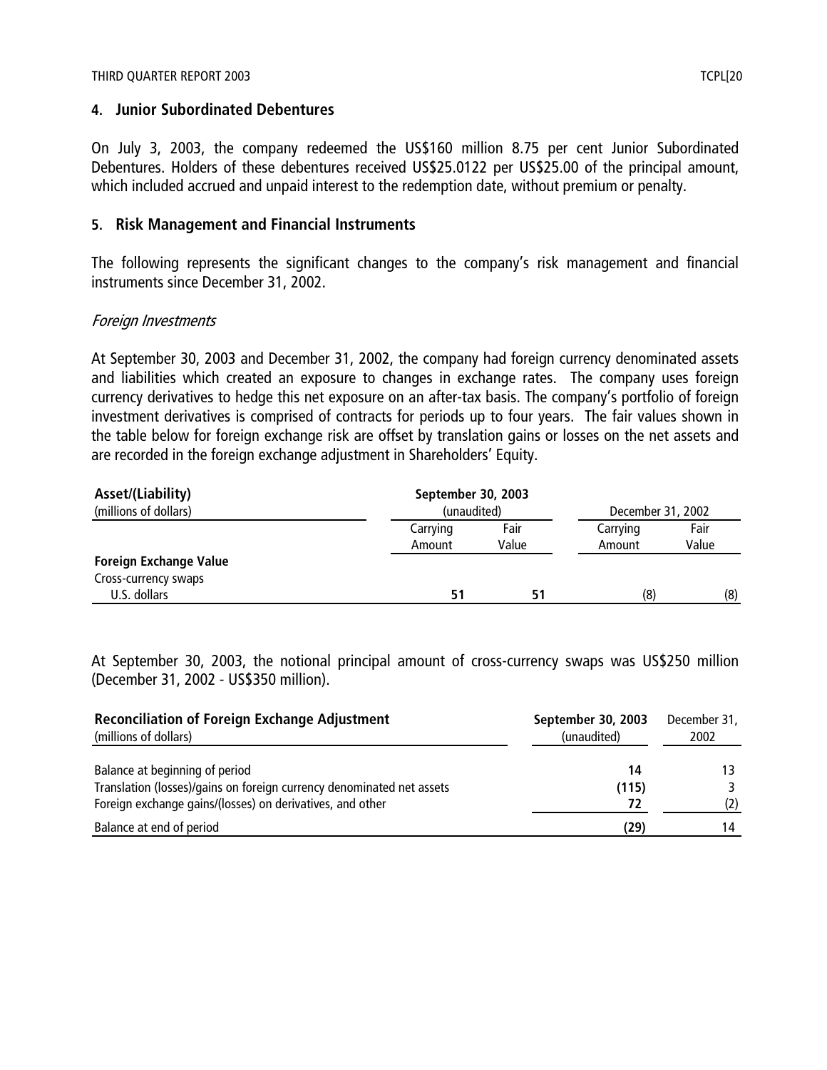## 4. Junior Subordinated Debentures

On July 3, 2003, the company redeemed the US$160 million 8.75 per cent Junior Subordinated Debentures. Holders of these debentures received US$25.0122 per US$25.00 of the principal amount, which included accrued and unpaid interest to the redemption date, without premium or penalty.

## 5. Risk Management and Financial Instruments

The following represents the significant changes to the company's risk management and financial instruments since December 31, 2002.

*Foreign Investments*

At September 30, 2003 and December 31, 2002, the company had foreign currency denominated assets and liabilities which created an exposure to changes in exchange rates. The company uses foreign currency derivatives to hedge this net exposure on an after-tax basis. The company's portfolio of foreign investment derivatives is comprised of contracts for periods up to four years. The fair values shown in the table below for foreign exchange risk are offset by translation gains or losses on the net assets and are recorded in the foreign exchange adjustment in Shareholders' Equity.

| **Asset/(Liability)** (millions of dollars) | **September 30, 2003** (unaudited) | | December 31, 2002 | |
|---|---|---|---|---|
| | Carrying Amount | Fair Value | Carrying Amount | Fair Value |
| **Foreign Exchange Value** | | | | |
| Cross-currency swaps | | | | |
| U.S. dollars | **51** | **51** | (8) | (8) |

At September 30, 2003, the notional principal amount of cross-currency swaps was US$250 million (December 31, 2002 - US$350 million).

| **Reconciliation of Foreign Exchange Adjustment** (millions of dollars) | **September 30, 2003** (unaudited) | December 31, 2002 |
|---|---|---|
| Balance at beginning of period | **14** | 13 |
| Translation (losses)/gains on foreign currency denominated net assets | **(115)** | 3 |
| Foreign exchange gains/(losses) on derivatives, and other | **72** | (2) |
| Balance at end of period | **(29)** | 14 |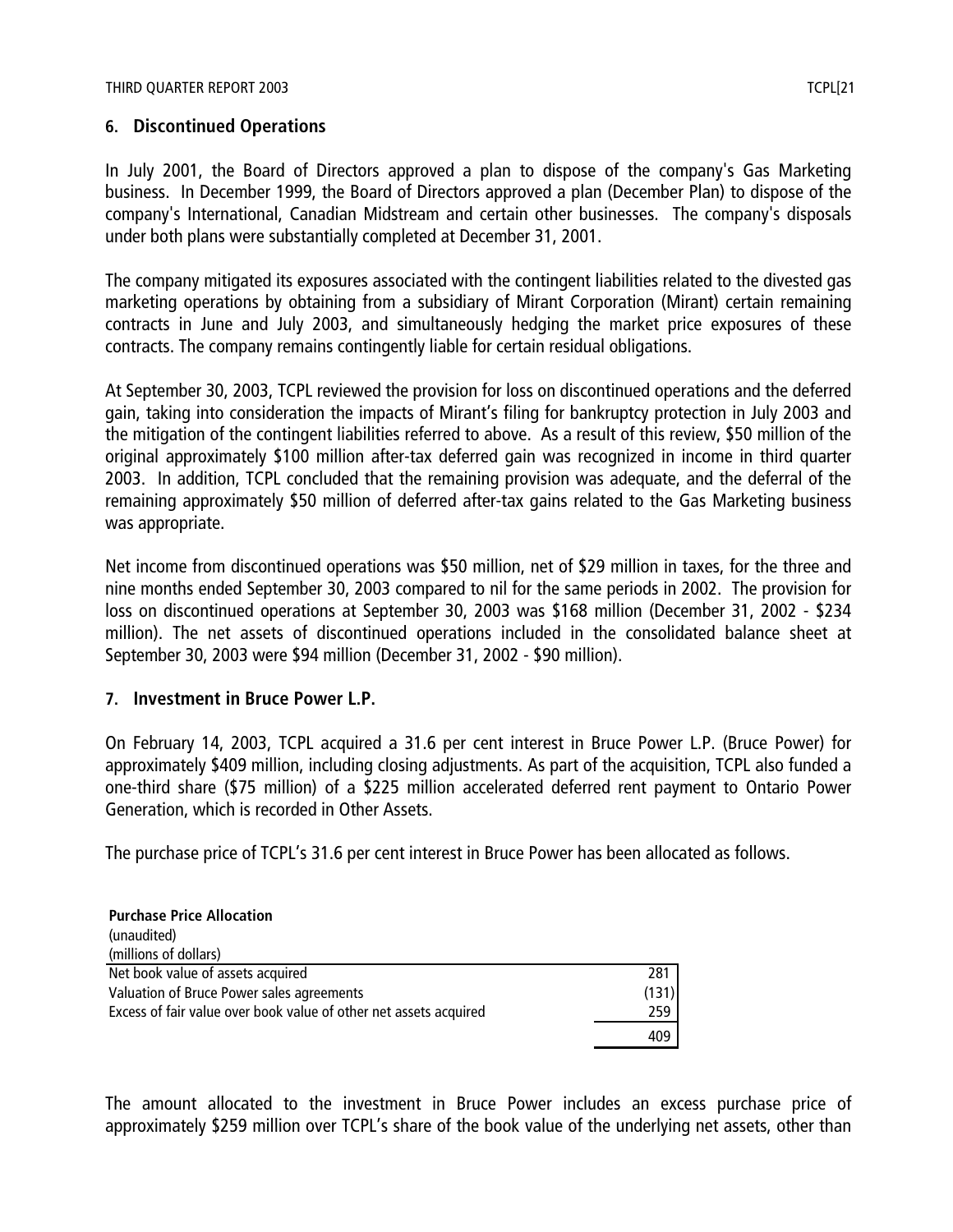## 6. Discontinued Operations

In July 2001, the Board of Directors approved a plan to dispose of the company's Gas Marketing business. In December 1999, the Board of Directors approved a plan (December Plan) to dispose of the company's International, Canadian Midstream and certain other businesses. The company's disposals under both plans were substantially completed at December 31, 2001.

The company mitigated its exposures associated with the contingent liabilities related to the divested gas marketing operations by obtaining from a subsidiary of Mirant Corporation (Mirant) certain remaining contracts in June and July 2003, and simultaneously hedging the market price exposures of these contracts. The company remains contingently liable for certain residual obligations.

At September 30, 2003, TCPL reviewed the provision for loss on discontinued operations and the deferred gain, taking into consideration the impacts of Mirant's filing for bankruptcy protection in July 2003 and the mitigation of the contingent liabilities referred to above. As a result of this review, $50 million of the original approximately $100 million after-tax deferred gain was recognized in income in third quarter 2003. In addition, TCPL concluded that the remaining provision was adequate, and the deferral of the remaining approximately $50 million of deferred after-tax gains related to the Gas Marketing business was appropriate.

Net income from discontinued operations was $50 million, net of $29 million in taxes, for the three and nine months ended September 30, 2003 compared to nil for the same periods in 2002. The provision for loss on discontinued operations at September 30, 2003 was $168 million (December 31, 2002 - $234 million). The net assets of discontinued operations included in the consolidated balance sheet at September 30, 2003 were $94 million (December 31, 2002 - $90 million).

## 7. Investment in Bruce Power L.P.

On February 14, 2003, TCPL acquired a 31.6 per cent interest in Bruce Power L.P. (Bruce Power) for approximately $409 million, including closing adjustments. As part of the acquisition, TCPL also funded a one-third share ($75 million) of a $225 million accelerated deferred rent payment to Ontario Power Generation, which is recorded in Other Assets.

The purchase price of TCPL's 31.6 per cent interest in Bruce Power has been allocated as follows.

**Purchase Price Allocation**
(unaudited)
(millions of dollars)

| | |
|---|---|
| Net book value of assets acquired | 281 |
| Valuation of Bruce Power sales agreements | (131) |
| Excess of fair value over book value of other net assets acquired | 259 |
| | 409 |

The amount allocated to the investment in Bruce Power includes an excess purchase price of approximately $259 million over TCPL's share of the book value of the underlying net assets, other than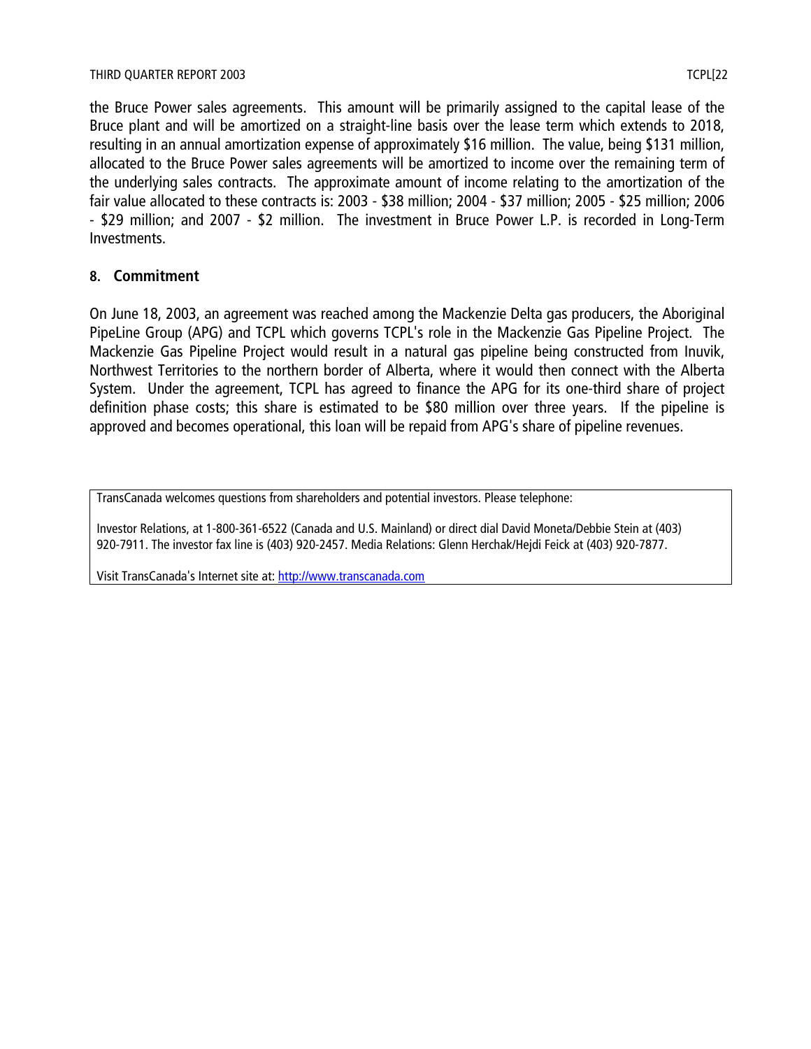the Bruce Power sales agreements. This amount will be primarily assigned to the capital lease of the Bruce plant and will be amortized on a straight-line basis over the lease term which extends to 2018, resulting in an annual amortization expense of approximately $16 million. The value, being $131 million, allocated to the Bruce Power sales agreements will be amortized to income over the remaining term of the underlying sales contracts. The approximate amount of income relating to the amortization of the fair value allocated to these contracts is: 2003 - $38 million; 2004 - $37 million; 2005 - $25 million; 2006 - $29 million; and 2007 - $2 million. The investment in Bruce Power L.P. is recorded in Long-Term Investments.

## 8. Commitment

On June 18, 2003, an agreement was reached among the Mackenzie Delta gas producers, the Aboriginal PipeLine Group (APG) and TCPL which governs TCPL's role in the Mackenzie Gas Pipeline Project. The Mackenzie Gas Pipeline Project would result in a natural gas pipeline being constructed from Inuvik, Northwest Territories to the northern border of Alberta, where it would then connect with the Alberta System. Under the agreement, TCPL has agreed to finance the APG for its one-third share of project definition phase costs; this share is estimated to be $80 million over three years. If the pipeline is approved and becomes operational, this loan will be repaid from APG's share of pipeline revenues.

TransCanada welcomes questions from shareholders and potential investors. Please telephone:

Investor Relations, at 1-800-361-6522 (Canada and U.S. Mainland) or direct dial David Moneta/Debbie Stein at (403) 920-7911. The investor fax line is (403) 920-2457. Media Relations: Glenn Herchak/Hejdi Feick at (403) 920-7877.

Visit TransCanada's Internet site at: http://www.transcanada.com